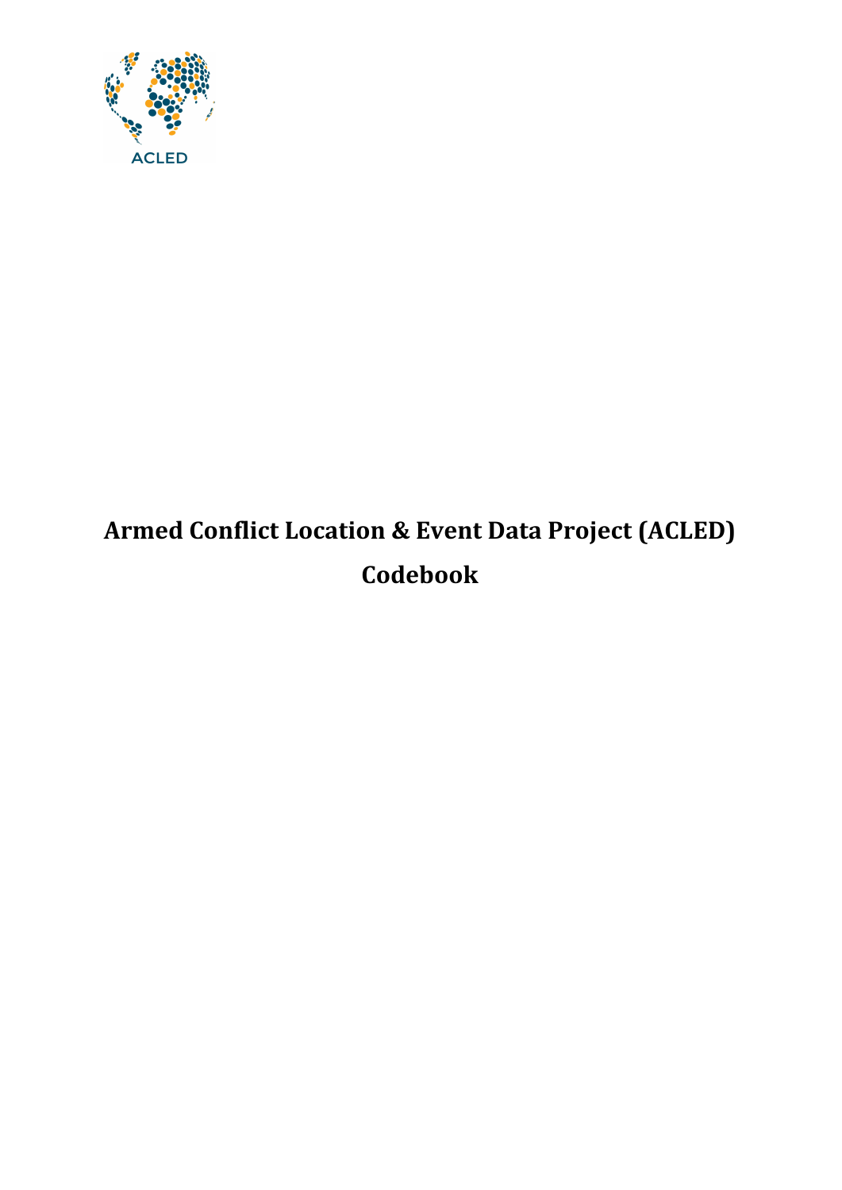# Armed Conflict Location & Event Data Project (ACLED) Codebook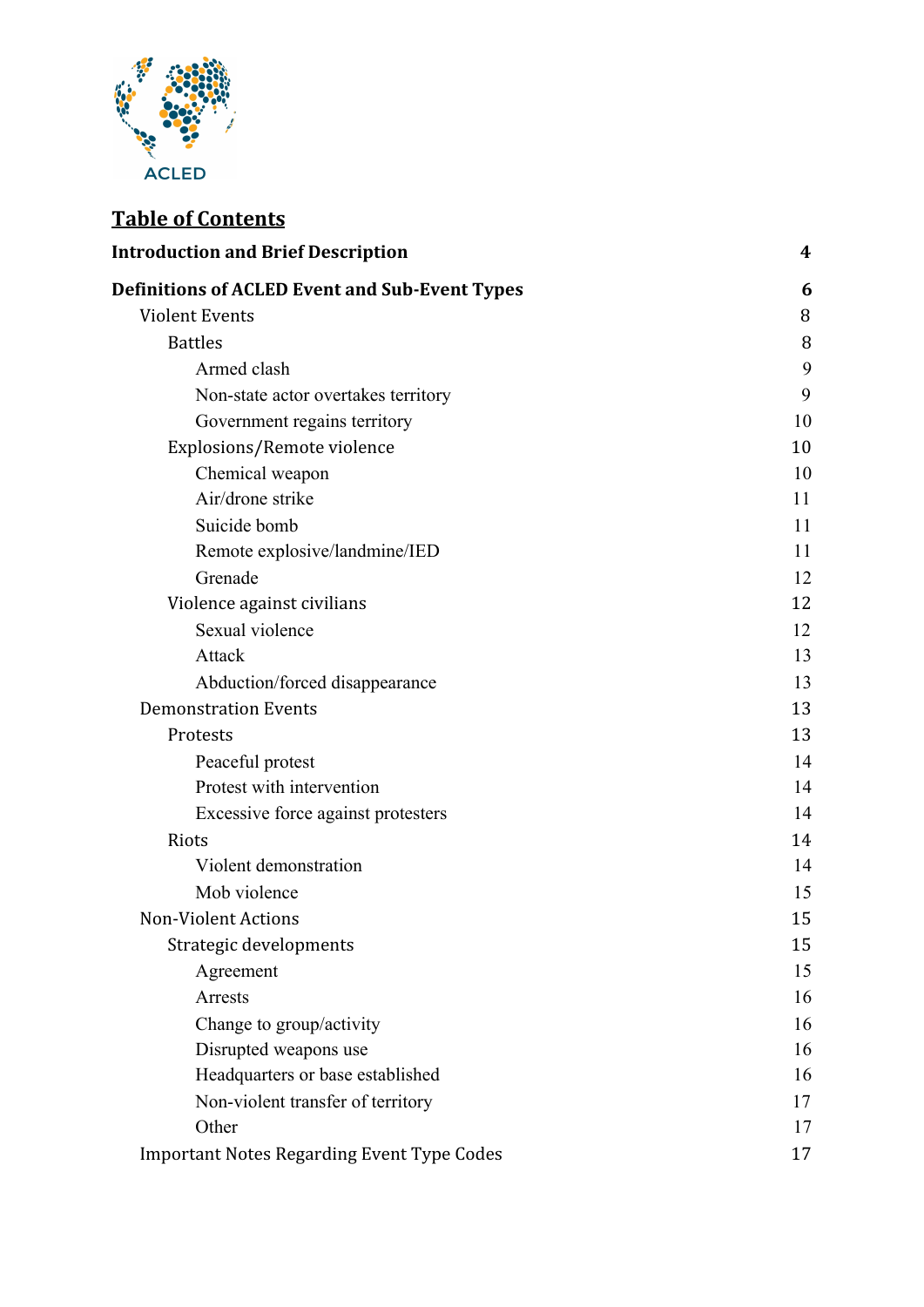ACLED

## Table of Contents

| | |
|---|---|
| **Introduction and Brief Description** | **4** |
| **Definitions of ACLED Event and Sub-Event Types** | **6** |
| Violent Events | 8 |
| Battles | 8 |
| Armed clash | 9 |
| Non-state actor overtakes territory | 9 |
| Government regains territory | 10 |
| Explosions/Remote violence | 10 |
| Chemical weapon | 10 |
| Air/drone strike | 11 |
| Suicide bomb | 11 |
| Remote explosive/landmine/IED | 11 |
| Grenade | 12 |
| Violence against civilians | 12 |
| Sexual violence | 12 |
| Attack | 13 |
| Abduction/forced disappearance | 13 |
| Demonstration Events | 13 |
| Protests | 13 |
| Peaceful protest | 14 |
| Protest with intervention | 14 |
| Excessive force against protesters | 14 |
| Riots | 14 |
| Violent demonstration | 14 |
| Mob violence | 15 |
| Non-Violent Actions | 15 |
| Strategic developments | 15 |
| Agreement | 15 |
| Arrests | 16 |
| Change to group/activity | 16 |
| Disrupted weapons use | 16 |
| Headquarters or base established | 16 |
| Non-violent transfer of territory | 17 |
| Other | 17 |
| Important Notes Regarding Event Type Codes | 17 |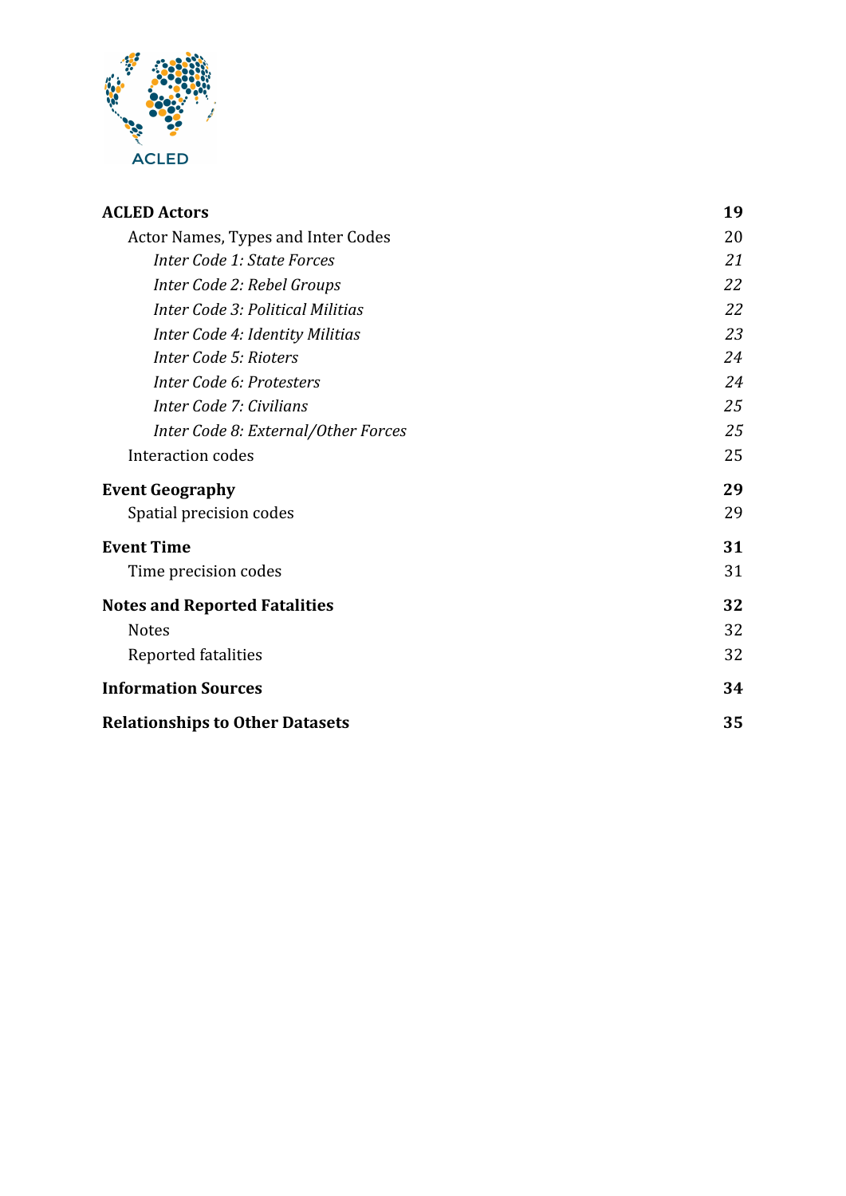| | |
|---|---|
| **ACLED Actors** | **19** |
| Actor Names, Types and Inter Codes | 20 |
| *Inter Code 1: State Forces* | *21* |
| *Inter Code 2: Rebel Groups* | *22* |
| *Inter Code 3: Political Militias* | *22* |
| *Inter Code 4: Identity Militias* | *23* |
| *Inter Code 5: Rioters* | *24* |
| *Inter Code 6: Protesters* | *24* |
| *Inter Code 7: Civilians* | *25* |
| *Inter Code 8: External/Other Forces* | *25* |
| Interaction codes | 25 |
| **Event Geography** | **29** |
| Spatial precision codes | 29 |
| **Event Time** | **31** |
| Time precision codes | 31 |
| **Notes and Reported Fatalities** | **32** |
| Notes | 32 |
| Reported fatalities | 32 |
| **Information Sources** | **34** |
| **Relationships to Other Datasets** | **35** |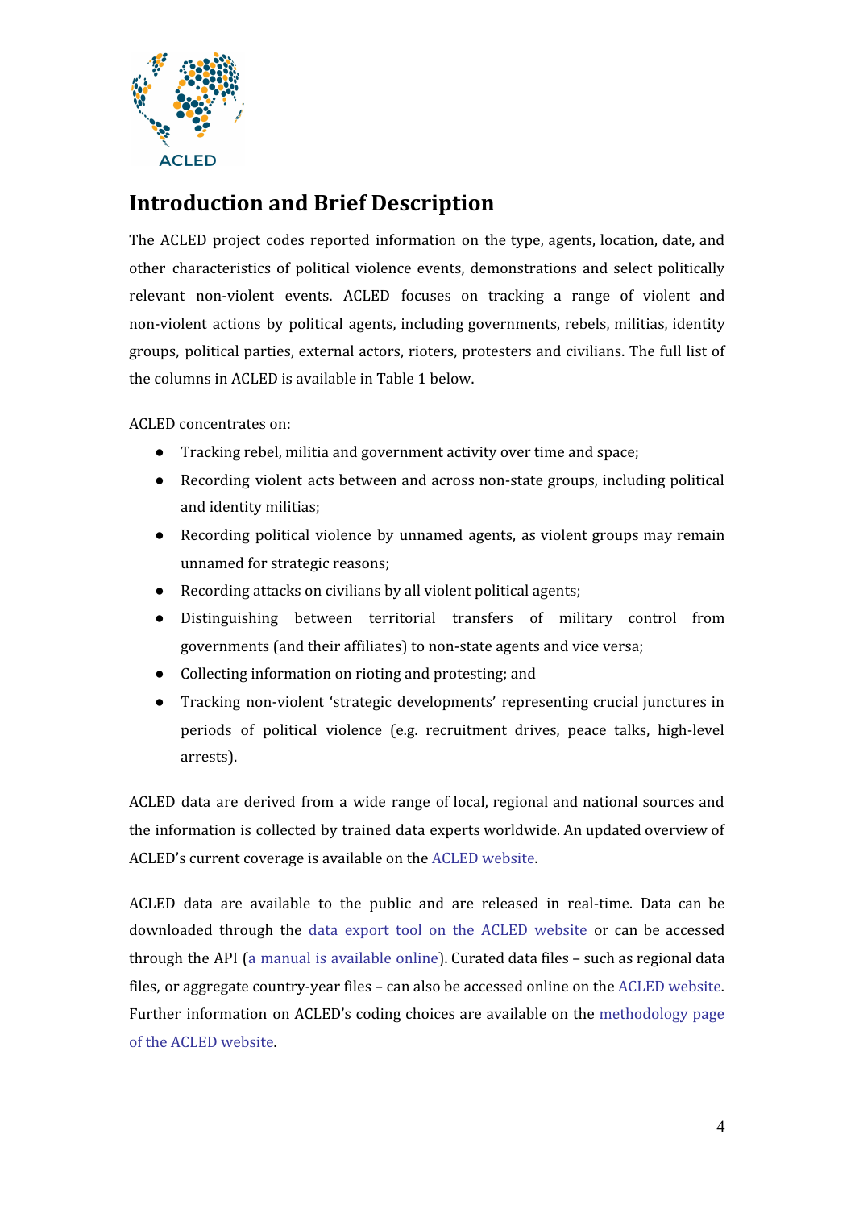## Introduction and Brief Description

The ACLED project codes reported information on the type, agents, location, date, and other characteristics of political violence events, demonstrations and select politically relevant non-violent events. ACLED focuses on tracking a range of violent and non-violent actions by political agents, including governments, rebels, militias, identity groups, political parties, external actors, rioters, protesters and civilians. The full list of the columns in ACLED is available in Table 1 below.

ACLED concentrates on:

- Tracking rebel, militia and government activity over time and space;
- Recording violent acts between and across non-state groups, including political and identity militias;
- Recording political violence by unnamed agents, as violent groups may remain unnamed for strategic reasons;
- Recording attacks on civilians by all violent political agents;
- Distinguishing between territorial transfers of military control from governments (and their affiliates) to non-state agents and vice versa;
- Collecting information on rioting and protesting; and
- Tracking non-violent 'strategic developments' representing crucial junctures in periods of political violence (e.g. recruitment drives, peace talks, high-level arrests).

ACLED data are derived from a wide range of local, regional and national sources and the information is collected by trained data experts worldwide. An updated overview of ACLED's current coverage is available on the ACLED website.

ACLED data are available to the public and are released in real-time. Data can be downloaded through the data export tool on the ACLED website or can be accessed through the API (a manual is available online). Curated data files – such as regional data files, or aggregate country-year files – can also be accessed online on the ACLED website. Further information on ACLED's coding choices are available on the methodology page of the ACLED website.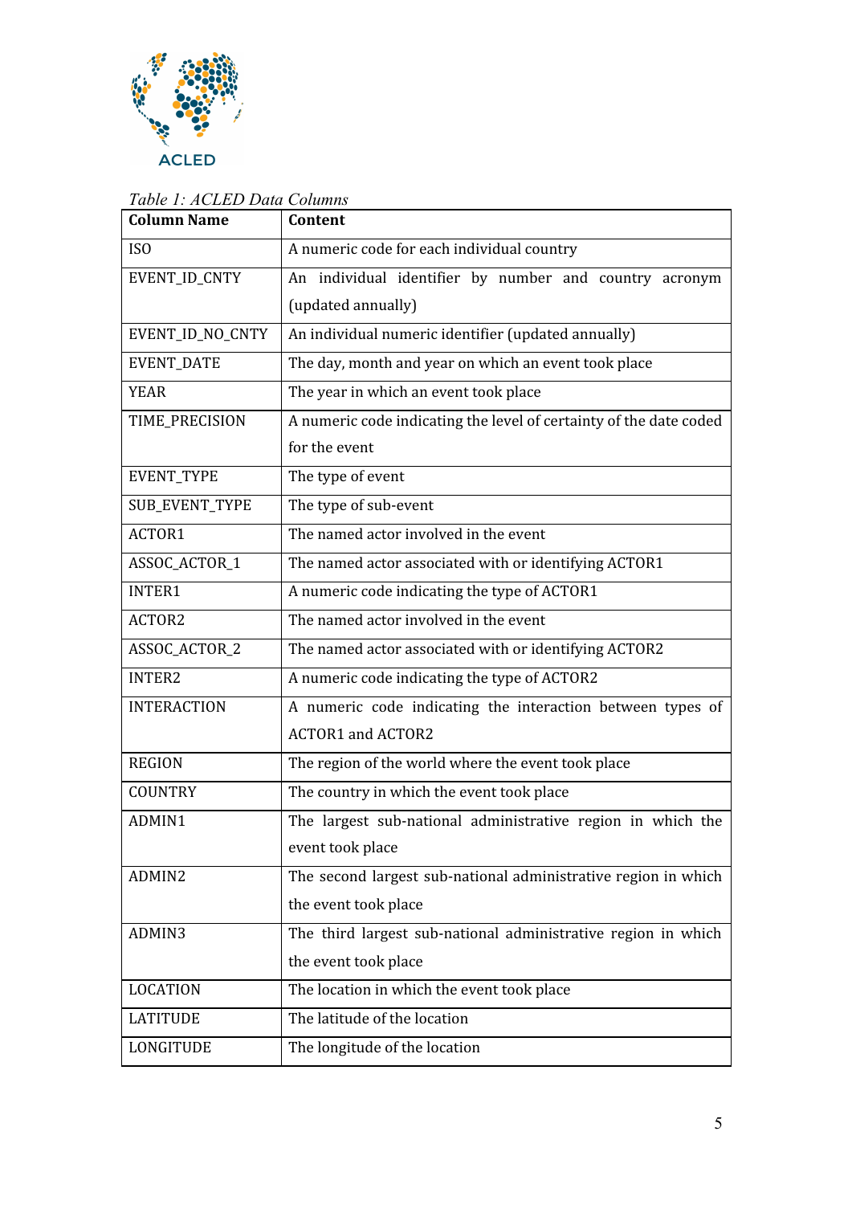*Table 1: ACLED Data Columns*

| Column Name | Content |
| --- | --- |
| ISO | A numeric code for each individual country |
| EVENT_ID_CNTY | An individual identifier by number and country acronym (updated annually) |
| EVENT_ID_NO_CNTY | An individual numeric identifier (updated annually) |
| EVENT_DATE | The day, month and year on which an event took place |
| YEAR | The year in which an event took place |
| TIME_PRECISION | A numeric code indicating the level of certainty of the date coded for the event |
| EVENT_TYPE | The type of event |
| SUB_EVENT_TYPE | The type of sub-event |
| ACTOR1 | The named actor involved in the event |
| ASSOC_ACTOR_1 | The named actor associated with or identifying ACTOR1 |
| INTER1 | A numeric code indicating the type of ACTOR1 |
| ACTOR2 | The named actor involved in the event |
| ASSOC_ACTOR_2 | The named actor associated with or identifying ACTOR2 |
| INTER2 | A numeric code indicating the type of ACTOR2 |
| INTERACTION | A numeric code indicating the interaction between types of ACTOR1 and ACTOR2 |
| REGION | The region of the world where the event took place |
| COUNTRY | The country in which the event took place |
| ADMIN1 | The largest sub-national administrative region in which the event took place |
| ADMIN2 | The second largest sub-national administrative region in which the event took place |
| ADMIN3 | The third largest sub-national administrative region in which the event took place |
| LOCATION | The location in which the event took place |
| LATITUDE | The latitude of the location |
| LONGITUDE | The longitude of the location |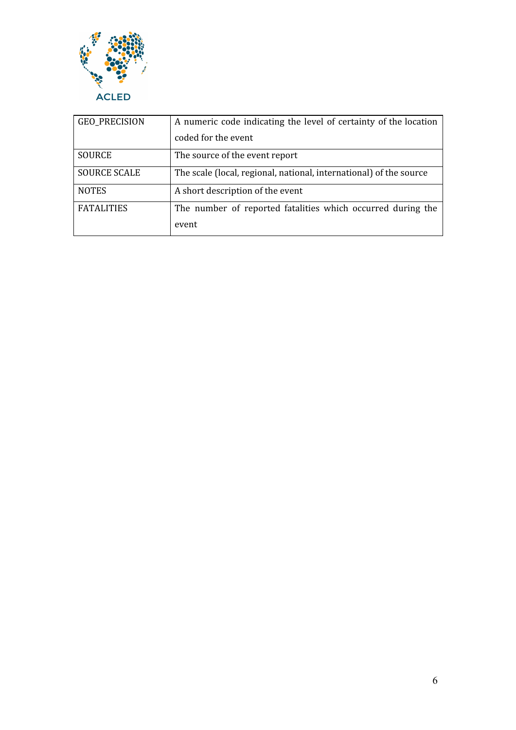| | |
|---|---|
| GEO_PRECISION | A numeric code indicating the level of certainty of the location coded for the event |
| SOURCE | The source of the event report |
| SOURCE SCALE | The scale (local, regional, national, international) of the source |
| NOTES | A short description of the event |
| FATALITIES | The number of reported fatalities which occurred during the event |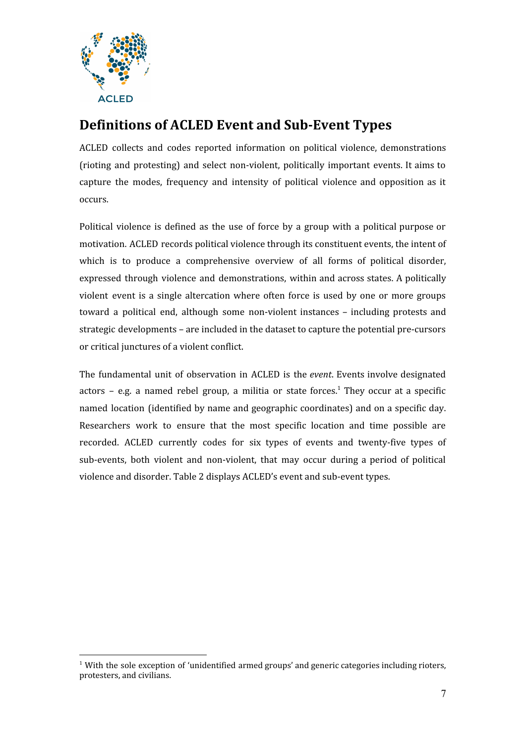# Definitions of ACLED Event and Sub-Event Types

ACLED collects and codes reported information on political violence, demonstrations (rioting and protesting) and select non-violent, politically important events. It aims to capture the modes, frequency and intensity of political violence and opposition as it occurs.

Political violence is defined as the use of force by a group with a political purpose or motivation. ACLED records political violence through its constituent events, the intent of which is to produce a comprehensive overview of all forms of political disorder, expressed through violence and demonstrations, within and across states. A politically violent event is a single altercation where often force is used by one or more groups toward a political end, although some non-violent instances – including protests and strategic developments – are included in the dataset to capture the potential pre-cursors or critical junctures of a violent conflict.

The fundamental unit of observation in ACLED is the *event*. Events involve designated actors – e.g. a named rebel group, a militia or state forces.[1] They occur at a specific named location (identified by name and geographic coordinates) and on a specific day. Researchers work to ensure that the most specific location and time possible are recorded. ACLED currently codes for six types of events and twenty-five types of sub-events, both violent and non-violent, that may occur during a period of political violence and disorder. Table 2 displays ACLED's event and sub-event types.

[1] With the sole exception of 'unidentified armed groups' and generic categories including rioters, protesters, and civilians.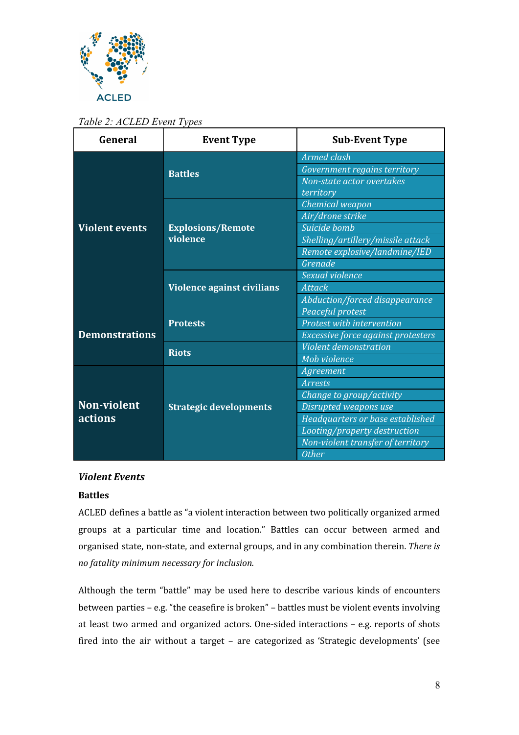Table 2: ACLED Event Types

| General | Event Type | Sub-Event Type |
|---|---|---|
| **Violent events** | **Battles** | *Armed clash* |
| | | *Government regains territory* |
| | | *Non-state actor overtakes territory* |
| | **Explosions/Remote violence** | *Chemical weapon* |
| | | *Air/drone strike* |
| | | *Suicide bomb* |
| | | *Shelling/artillery/missile attack* |
| | | *Remote explosive/landmine/IED* |
| | | *Grenade* |
| | **Violence against civilians** | *Sexual violence* |
| | | *Attack* |
| | | *Abduction/forced disappearance* |
| **Demonstrations** | **Protests** | *Peaceful protest* |
| | | *Protest with intervention* |
| | | *Excessive force against protesters* |
| | **Riots** | *Violent demonstration* |
| | | *Mob violence* |
| **Non-violent actions** | **Strategic developments** | *Agreement* |
| | | *Arrests* |
| | | *Change to group/activity* |
| | | *Disrupted weapons use* |
| | | *Headquarters or base established* |
| | | *Looting/property destruction* |
| | | *Non-violent transfer of territory* |
| | | *Other* |

### *Violent Events*

**Battles**

ACLED defines a battle as "a violent interaction between two politically organized armed groups at a particular time and location." Battles can occur between armed and organised state, non-state, and external groups, and in any combination therein. *There is no fatality minimum necessary for inclusion.*

Although the term "battle" may be used here to describe various kinds of encounters between parties – e.g. "the ceasefire is broken" – battles must be violent events involving at least two armed and organized actors. One-sided interactions – e.g. reports of shots fired into the air without a target – are categorized as 'Strategic developments' (see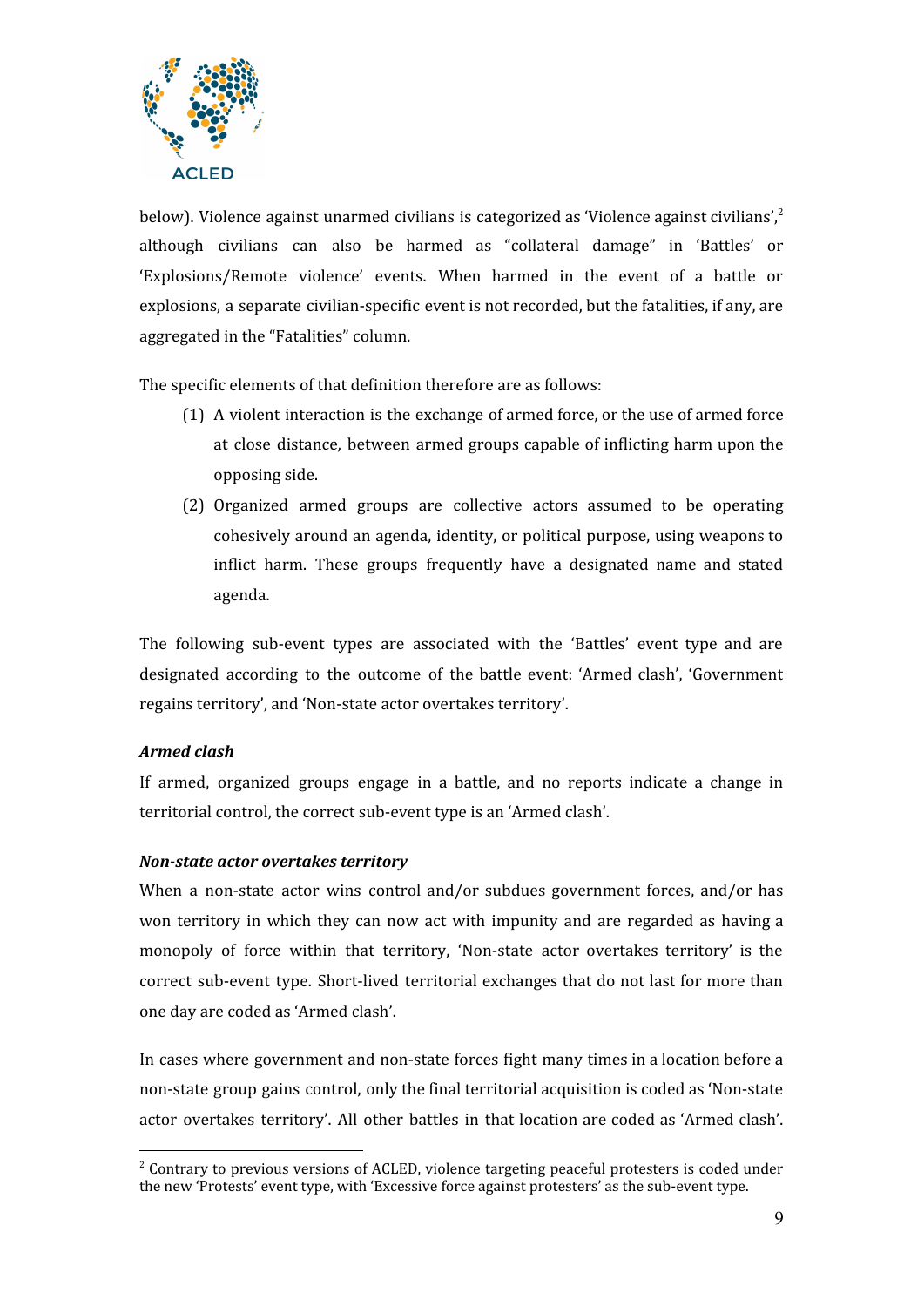below). Violence against unarmed civilians is categorized as 'Violence against civilians',[2] although civilians can also be harmed as "collateral damage" in 'Battles' or 'Explosions/Remote violence' events. When harmed in the event of a battle or explosions, a separate civilian-specific event is not recorded, but the fatalities, if any, are aggregated in the "Fatalities" column.

The specific elements of that definition therefore are as follows:

(1) A violent interaction is the exchange of armed force, or the use of armed force at close distance, between armed groups capable of inflicting harm upon the opposing side.

(2) Organized armed groups are collective actors assumed to be operating cohesively around an agenda, identity, or political purpose, using weapons to inflict harm. These groups frequently have a designated name and stated agenda.

The following sub-event types are associated with the 'Battles' event type and are designated according to the outcome of the battle event: 'Armed clash', 'Government regains territory', and 'Non-state actor overtakes territory'.

***Armed clash***

If armed, organized groups engage in a battle, and no reports indicate a change in territorial control, the correct sub-event type is an 'Armed clash'.

***Non-state actor overtakes territory***

When a non-state actor wins control and/or subdues government forces, and/or has won territory in which they can now act with impunity and are regarded as having a monopoly of force within that territory, 'Non-state actor overtakes territory' is the correct sub-event type. Short-lived territorial exchanges that do not last for more than one day are coded as 'Armed clash'.

In cases where government and non-state forces fight many times in a location before a non-state group gains control, only the final territorial acquisition is coded as 'Non-state actor overtakes territory'. All other battles in that location are coded as 'Armed clash'.

[2] Contrary to previous versions of ACLED, violence targeting peaceful protesters is coded under the new 'Protests' event type, with 'Excessive force against protesters' as the sub-event type.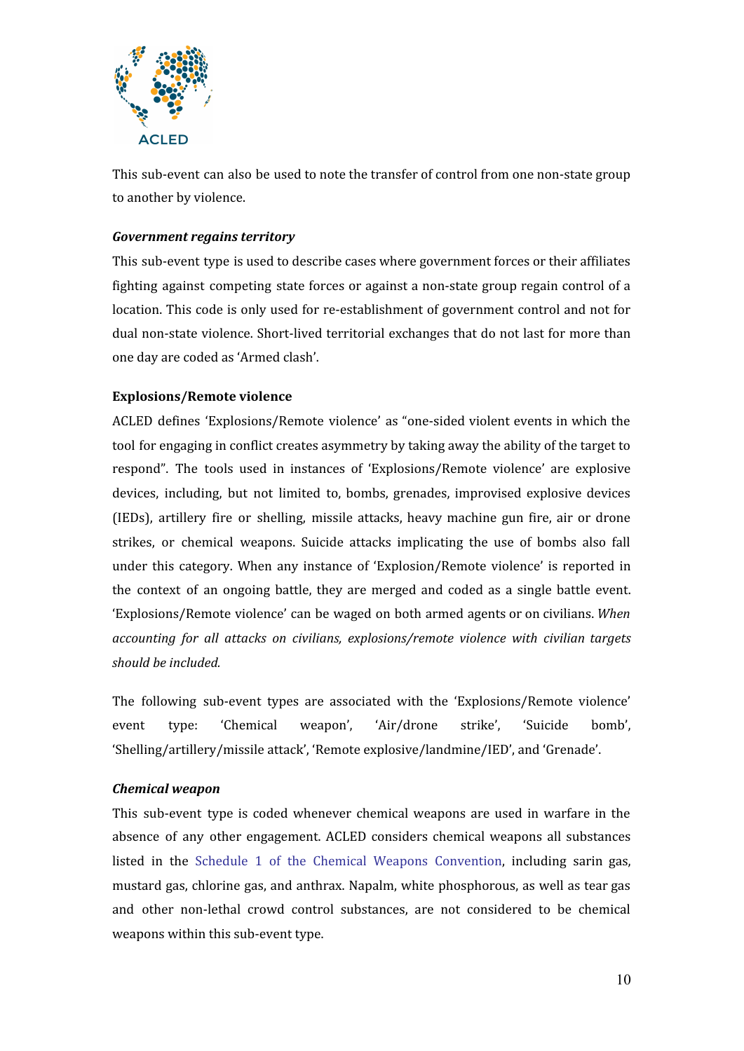This sub-event can also be used to note the transfer of control from one non-state group to another by violence.

***Government regains territory***

This sub-event type is used to describe cases where government forces or their affiliates fighting against competing state forces or against a non-state group regain control of a location. This code is only used for re-establishment of government control and not for dual non-state violence. Short-lived territorial exchanges that do not last for more than one day are coded as 'Armed clash'.

**Explosions/Remote violence**

ACLED defines 'Explosions/Remote violence' as "one-sided violent events in which the tool for engaging in conflict creates asymmetry by taking away the ability of the target to respond". The tools used in instances of 'Explosions/Remote violence' are explosive devices, including, but not limited to, bombs, grenades, improvised explosive devices (IEDs), artillery fire or shelling, missile attacks, heavy machine gun fire, air or drone strikes, or chemical weapons. Suicide attacks implicating the use of bombs also fall under this category. When any instance of 'Explosion/Remote violence' is reported in the context of an ongoing battle, they are merged and coded as a single battle event. 'Explosions/Remote violence' can be waged on both armed agents or on civilians. *When accounting for all attacks on civilians, explosions/remote violence with civilian targets should be included.*

The following sub-event types are associated with the 'Explosions/Remote violence' event type: 'Chemical weapon', 'Air/drone strike', 'Suicide bomb', 'Shelling/artillery/missile attack', 'Remote explosive/landmine/IED', and 'Grenade'.

***Chemical weapon***

This sub-event type is coded whenever chemical weapons are used in warfare in the absence of any other engagement. ACLED considers chemical weapons all substances listed in the Schedule 1 of the Chemical Weapons Convention, including sarin gas, mustard gas, chlorine gas, and anthrax. Napalm, white phosphorous, as well as tear gas and other non-lethal crowd control substances, are not considered to be chemical weapons within this sub-event type.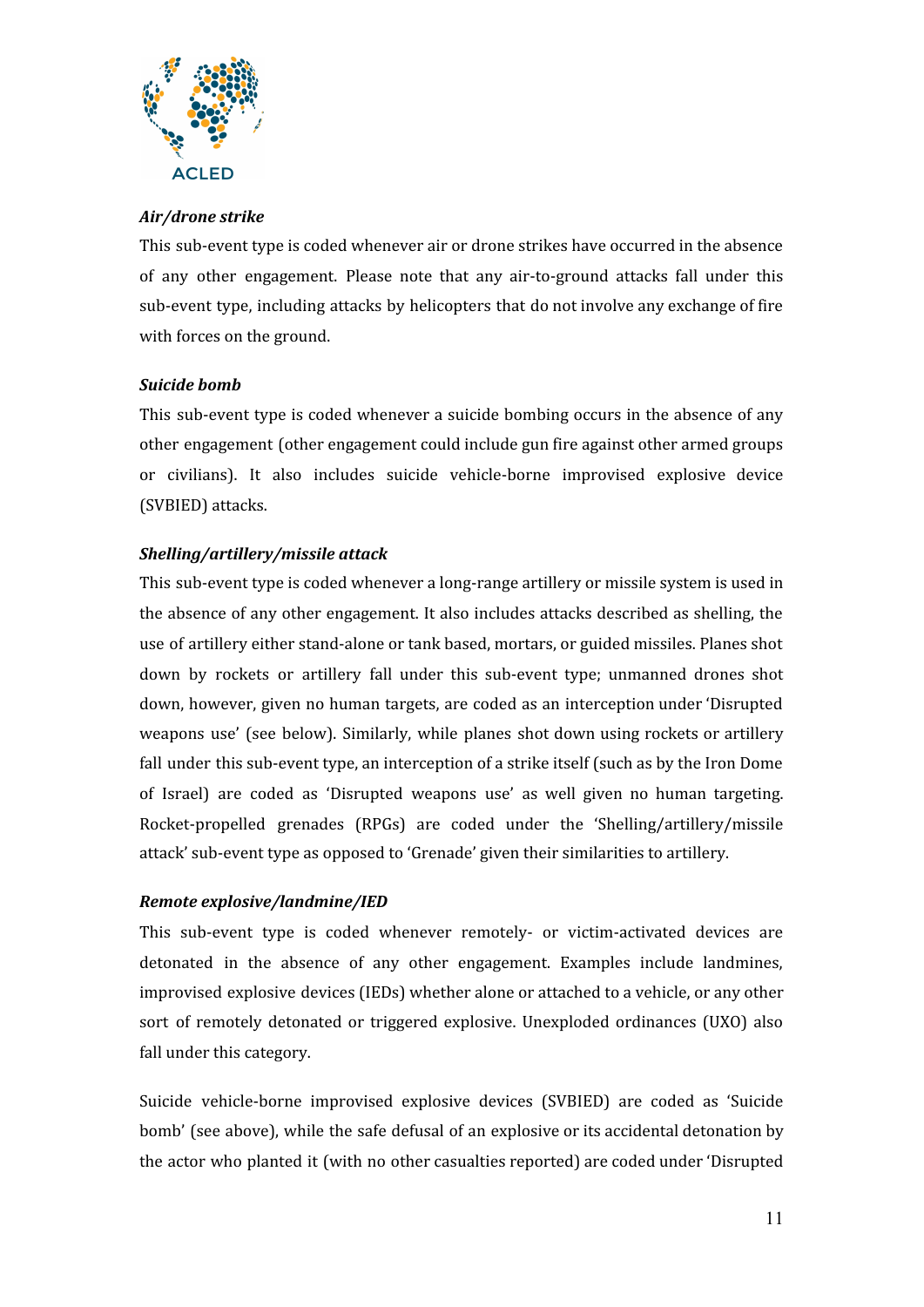***Air/drone strike***

This sub-event type is coded whenever air or drone strikes have occurred in the absence of any other engagement. Please note that any air-to-ground attacks fall under this sub-event type, including attacks by helicopters that do not involve any exchange of fire with forces on the ground.

***Suicide bomb***

This sub-event type is coded whenever a suicide bombing occurs in the absence of any other engagement (other engagement could include gun fire against other armed groups or civilians). It also includes suicide vehicle-borne improvised explosive device (SVBIED) attacks.

***Shelling/artillery/missile attack***

This sub-event type is coded whenever a long-range artillery or missile system is used in the absence of any other engagement. It also includes attacks described as shelling, the use of artillery either stand-alone or tank based, mortars, or guided missiles. Planes shot down by rockets or artillery fall under this sub-event type; unmanned drones shot down, however, given no human targets, are coded as an interception under 'Disrupted weapons use' (see below). Similarly, while planes shot down using rockets or artillery fall under this sub-event type, an interception of a strike itself (such as by the Iron Dome of Israel) are coded as 'Disrupted weapons use' as well given no human targeting. Rocket-propelled grenades (RPGs) are coded under the 'Shelling/artillery/missile attack' sub-event type as opposed to 'Grenade' given their similarities to artillery.

***Remote explosive/landmine/IED***

This sub-event type is coded whenever remotely- or victim-activated devices are detonated in the absence of any other engagement. Examples include landmines, improvised explosive devices (IEDs) whether alone or attached to a vehicle, or any other sort of remotely detonated or triggered explosive. Unexploded ordinances (UXO) also fall under this category.

Suicide vehicle-borne improvised explosive devices (SVBIED) are coded as 'Suicide bomb' (see above), while the safe defusal of an explosive or its accidental detonation by the actor who planted it (with no other casualties reported) are coded under 'Disrupted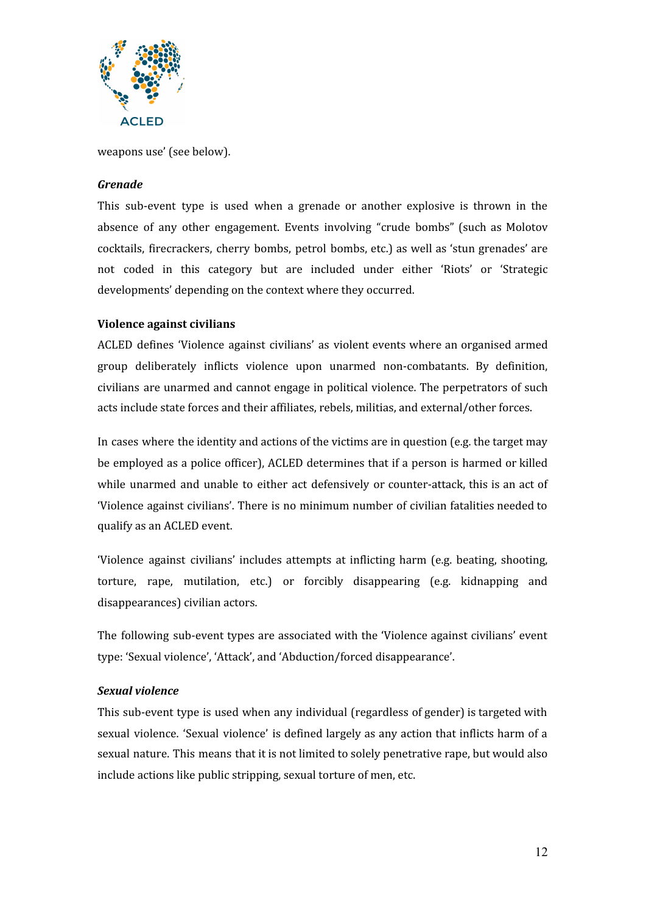weapons use' (see below).

***Grenade***

This sub-event type is used when a grenade or another explosive is thrown in the absence of any other engagement. Events involving "crude bombs" (such as Molotov cocktails, firecrackers, cherry bombs, petrol bombs, etc.) as well as 'stun grenades' are not coded in this category but are included under either 'Riots' or 'Strategic developments' depending on the context where they occurred.

**Violence against civilians**

ACLED defines 'Violence against civilians' as violent events where an organised armed group deliberately inflicts violence upon unarmed non-combatants. By definition, civilians are unarmed and cannot engage in political violence. The perpetrators of such acts include state forces and their affiliates, rebels, militias, and external/other forces.

In cases where the identity and actions of the victims are in question (e.g. the target may be employed as a police officer), ACLED determines that if a person is harmed or killed while unarmed and unable to either act defensively or counter-attack, this is an act of 'Violence against civilians'. There is no minimum number of civilian fatalities needed to qualify as an ACLED event.

'Violence against civilians' includes attempts at inflicting harm (e.g. beating, shooting, torture, rape, mutilation, etc.) or forcibly disappearing (e.g. kidnapping and disappearances) civilian actors.

The following sub-event types are associated with the 'Violence against civilians' event type: 'Sexual violence', 'Attack', and 'Abduction/forced disappearance'.

***Sexual violence***

This sub-event type is used when any individual (regardless of gender) is targeted with sexual violence. 'Sexual violence' is defined largely as any action that inflicts harm of a sexual nature. This means that it is not limited to solely penetrative rape, but would also include actions like public stripping, sexual torture of men, etc.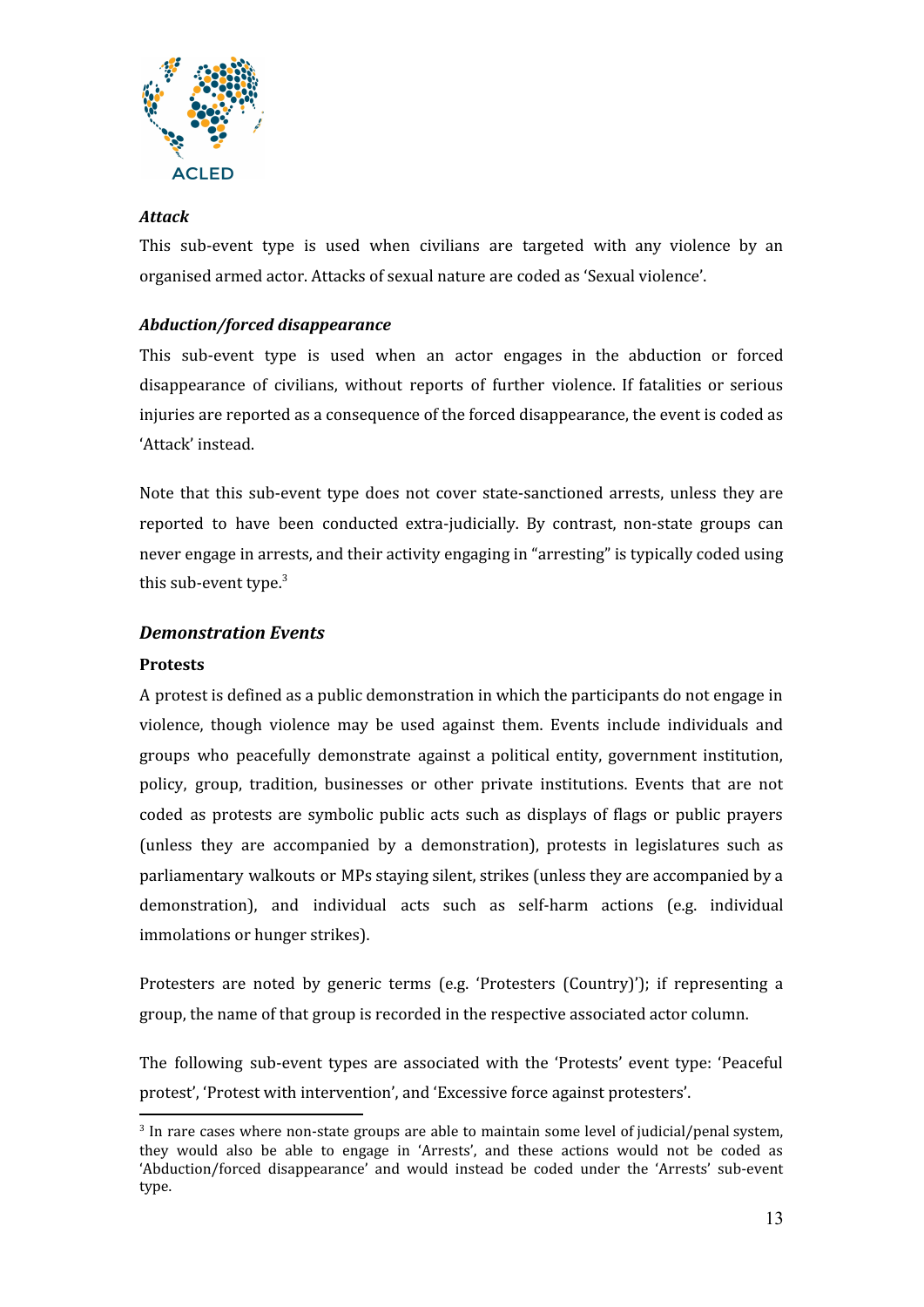***Attack***

This sub-event type is used when civilians are targeted with any violence by an organised armed actor. Attacks of sexual nature are coded as 'Sexual violence'.

***Abduction/forced disappearance***

This sub-event type is used when an actor engages in the abduction or forced disappearance of civilians, without reports of further violence. If fatalities or serious injuries are reported as a consequence of the forced disappearance, the event is coded as 'Attack' instead.

Note that this sub-event type does not cover state-sanctioned arrests, unless they are reported to have been conducted extra-judicially. By contrast, non-state groups can never engage in arrests, and their activity engaging in "arresting" is typically coded using this sub-event type.[3]

## *Demonstration Events*

**Protests**

A protest is defined as a public demonstration in which the participants do not engage in violence, though violence may be used against them. Events include individuals and groups who peacefully demonstrate against a political entity, government institution, policy, group, tradition, businesses or other private institutions. Events that are not coded as protests are symbolic public acts such as displays of flags or public prayers (unless they are accompanied by a demonstration), protests in legislatures such as parliamentary walkouts or MPs staying silent, strikes (unless they are accompanied by a demonstration), and individual acts such as self-harm actions (e.g. individual immolations or hunger strikes).

Protesters are noted by generic terms (e.g. 'Protesters (Country)'); if representing a group, the name of that group is recorded in the respective associated actor column.

The following sub-event types are associated with the 'Protests' event type: 'Peaceful protest', 'Protest with intervention', and 'Excessive force against protesters'.

---

[3] In rare cases where non-state groups are able to maintain some level of judicial/penal system, they would also be able to engage in 'Arrests', and these actions would not be coded as 'Abduction/forced disappearance' and would instead be coded under the 'Arrests' sub-event type.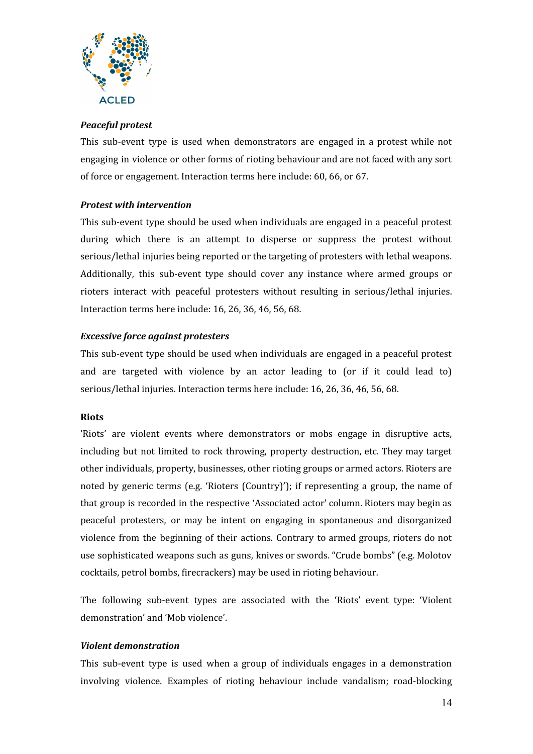***Peaceful protest***

This sub-event type is used when demonstrators are engaged in a protest while not engaging in violence or other forms of rioting behaviour and are not faced with any sort of force or engagement. Interaction terms here include: 60, 66, or 67.

***Protest with intervention***

This sub-event type should be used when individuals are engaged in a peaceful protest during which there is an attempt to disperse or suppress the protest without serious/lethal injuries being reported or the targeting of protesters with lethal weapons. Additionally, this sub-event type should cover any instance where armed groups or rioters interact with peaceful protesters without resulting in serious/lethal injuries. Interaction terms here include: 16, 26, 36, 46, 56, 68.

***Excessive force against protesters***

This sub-event type should be used when individuals are engaged in a peaceful protest and are targeted with violence by an actor leading to (or if it could lead to) serious/lethal injuries. Interaction terms here include: 16, 26, 36, 46, 56, 68.

**Riots**

'Riots' are violent events where demonstrators or mobs engage in disruptive acts, including but not limited to rock throwing, property destruction, etc. They may target other individuals, property, businesses, other rioting groups or armed actors. Rioters are noted by generic terms (e.g. 'Rioters (Country)'); if representing a group, the name of that group is recorded in the respective 'Associated actor' column. Rioters may begin as peaceful protesters, or may be intent on engaging in spontaneous and disorganized violence from the beginning of their actions. Contrary to armed groups, rioters do not use sophisticated weapons such as guns, knives or swords. "Crude bombs" (e.g. Molotov cocktails, petrol bombs, firecrackers) may be used in rioting behaviour.

The following sub-event types are associated with the 'Riots' event type: 'Violent demonstration' and 'Mob violence'.

***Violent demonstration***

This sub-event type is used when a group of individuals engages in a demonstration involving violence. Examples of rioting behaviour include vandalism; road-blocking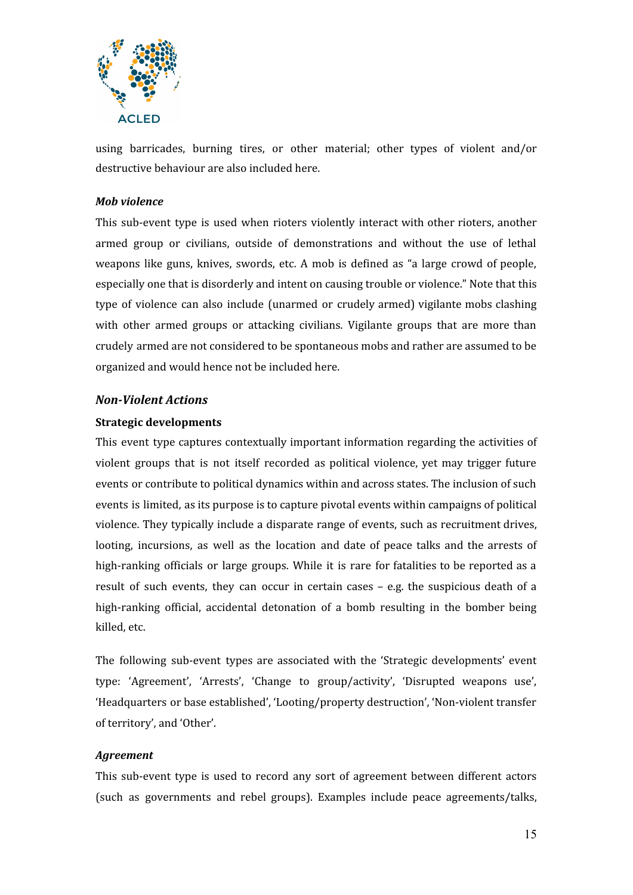using barricades, burning tires, or other material; other types of violent and/or destructive behaviour are also included here.

***Mob violence***

This sub-event type is used when rioters violently interact with other rioters, another armed group or civilians, outside of demonstrations and without the use of lethal weapons like guns, knives, swords, etc. A mob is defined as "a large crowd of people, especially one that is disorderly and intent on causing trouble or violence." Note that this type of violence can also include (unarmed or crudely armed) vigilante mobs clashing with other armed groups or attacking civilians. Vigilante groups that are more than crudely armed are not considered to be spontaneous mobs and rather are assumed to be organized and would hence not be included here.

## *Non-Violent Actions*

**Strategic developments**

This event type captures contextually important information regarding the activities of violent groups that is not itself recorded as political violence, yet may trigger future events or contribute to political dynamics within and across states. The inclusion of such events is limited, as its purpose is to capture pivotal events within campaigns of political violence. They typically include a disparate range of events, such as recruitment drives, looting, incursions, as well as the location and date of peace talks and the arrests of high-ranking officials or large groups. While it is rare for fatalities to be reported as a result of such events, they can occur in certain cases – e.g. the suspicious death of a high-ranking official, accidental detonation of a bomb resulting in the bomber being killed, etc.

The following sub-event types are associated with the 'Strategic developments' event type: 'Agreement', 'Arrests', 'Change to group/activity', 'Disrupted weapons use', 'Headquarters or base established', 'Looting/property destruction', 'Non-violent transfer of territory', and 'Other'.

***Agreement***

This sub-event type is used to record any sort of agreement between different actors (such as governments and rebel groups). Examples include peace agreements/talks,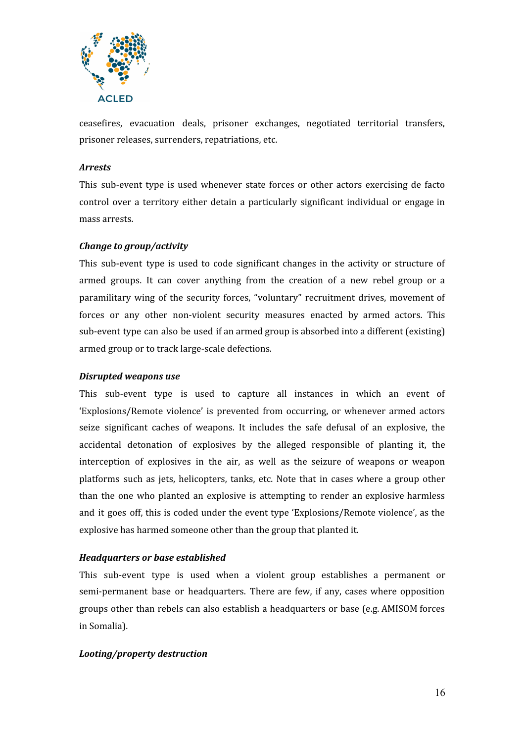ceasefires, evacuation deals, prisoner exchanges, negotiated territorial transfers, prisoner releases, surrenders, repatriations, etc.

***Arrests***

This sub-event type is used whenever state forces or other actors exercising de facto control over a territory either detain a particularly significant individual or engage in mass arrests.

***Change to group/activity***

This sub-event type is used to code significant changes in the activity or structure of armed groups. It can cover anything from the creation of a new rebel group or a paramilitary wing of the security forces, "voluntary" recruitment drives, movement of forces or any other non-violent security measures enacted by armed actors. This sub-event type can also be used if an armed group is absorbed into a different (existing) armed group or to track large-scale defections.

***Disrupted weapons use***

This sub-event type is used to capture all instances in which an event of 'Explosions/Remote violence' is prevented from occurring, or whenever armed actors seize significant caches of weapons. It includes the safe defusal of an explosive, the accidental detonation of explosives by the alleged responsible of planting it, the interception of explosives in the air, as well as the seizure of weapons or weapon platforms such as jets, helicopters, tanks, etc. Note that in cases where a group other than the one who planted an explosive is attempting to render an explosive harmless and it goes off, this is coded under the event type 'Explosions/Remote violence', as the explosive has harmed someone other than the group that planted it.

***Headquarters or base established***

This sub-event type is used when a violent group establishes a permanent or semi-permanent base or headquarters. There are few, if any, cases where opposition groups other than rebels can also establish a headquarters or base (e.g. AMISOM forces in Somalia).

***Looting/property destruction***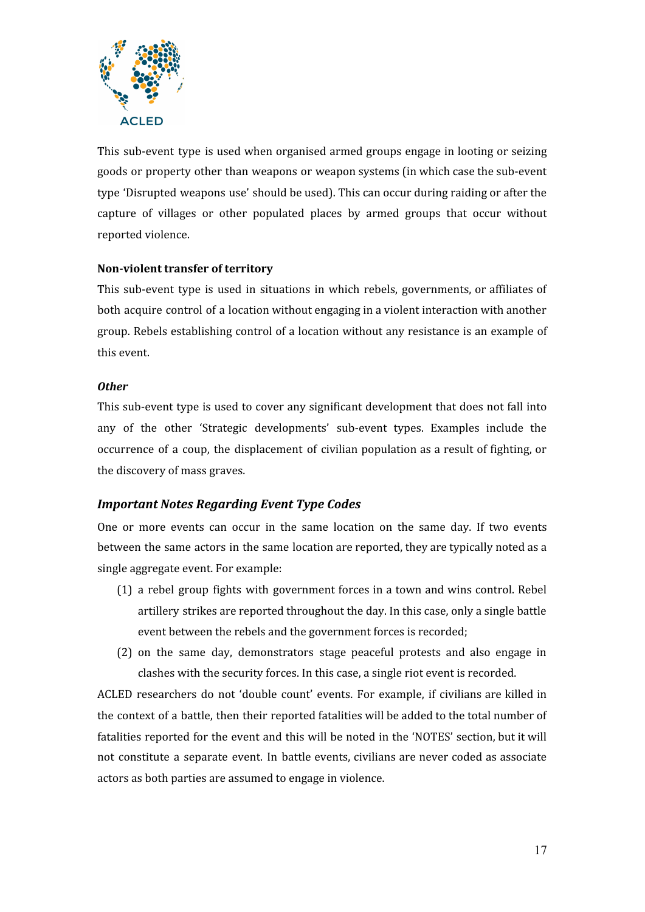This sub-event type is used when organised armed groups engage in looting or seizing goods or property other than weapons or weapon systems (in which case the sub-event type 'Disrupted weapons use' should be used). This can occur during raiding or after the capture of villages or other populated places by armed groups that occur without reported violence.

**Non-violent transfer of territory**

This sub-event type is used in situations in which rebels, governments, or affiliates of both acquire control of a location without engaging in a violent interaction with another group. Rebels establishing control of a location without any resistance is an example of this event.

***Other***

This sub-event type is used to cover any significant development that does not fall into any of the other 'Strategic developments' sub-event types. Examples include the occurrence of a coup, the displacement of civilian population as a result of fighting, or the discovery of mass graves.

### *Important Notes Regarding Event Type Codes*

One or more events can occur in the same location on the same day. If two events between the same actors in the same location are reported, they are typically noted as a single aggregate event. For example:

(1) a rebel group fights with government forces in a town and wins control. Rebel artillery strikes are reported throughout the day. In this case, only a single battle event between the rebels and the government forces is recorded;

(2) on the same day, demonstrators stage peaceful protests and also engage in clashes with the security forces. In this case, a single riot event is recorded.

ACLED researchers do not 'double count' events. For example, if civilians are killed in the context of a battle, then their reported fatalities will be added to the total number of fatalities reported for the event and this will be noted in the 'NOTES' section, but it will not constitute a separate event. In battle events, civilians are never coded as associate actors as both parties are assumed to engage in violence.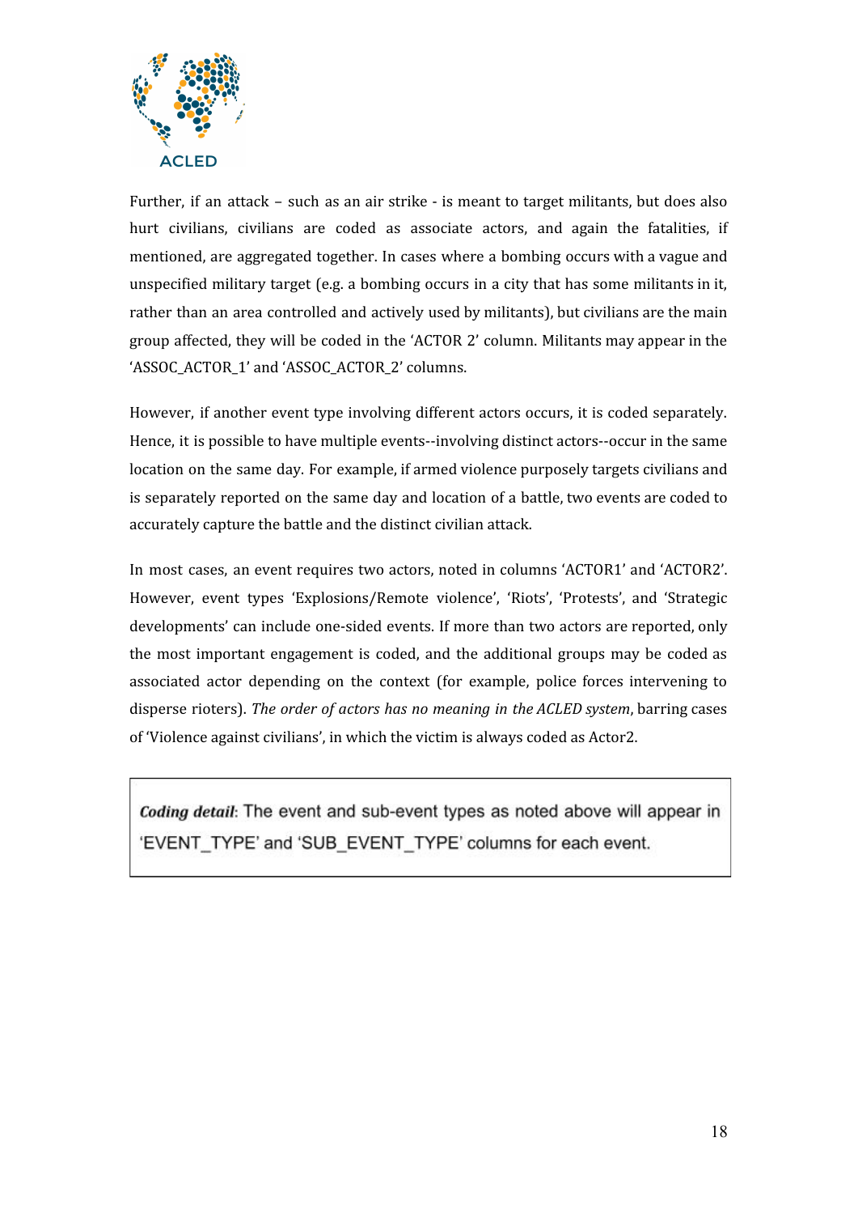Further, if an attack – such as an air strike - is meant to target militants, but does also hurt civilians, civilians are coded as associate actors, and again the fatalities, if mentioned, are aggregated together. In cases where a bombing occurs with a vague and unspecified military target (e.g. a bombing occurs in a city that has some militants in it, rather than an area controlled and actively used by militants), but civilians are the main group affected, they will be coded in the 'ACTOR 2' column. Militants may appear in the 'ASSOC_ACTOR_1' and 'ASSOC_ACTOR_2' columns.

However, if another event type involving different actors occurs, it is coded separately. Hence, it is possible to have multiple events--involving distinct actors--occur in the same location on the same day. For example, if armed violence purposely targets civilians and is separately reported on the same day and location of a battle, two events are coded to accurately capture the battle and the distinct civilian attack.

In most cases, an event requires two actors, noted in columns 'ACTOR1' and 'ACTOR2'. However, event types 'Explosions/Remote violence', 'Riots', 'Protests', and 'Strategic developments' can include one-sided events. If more than two actors are reported, only the most important engagement is coded, and the additional groups may be coded as associated actor depending on the context (for example, police forces intervening to disperse rioters). *The order of actors has no meaning in the ACLED system*, barring cases of 'Violence against civilians', in which the victim is always coded as Actor2.

> ***Coding detail***: The event and sub-event types as noted above will appear in 'EVENT_TYPE' and 'SUB_EVENT_TYPE' columns for each event.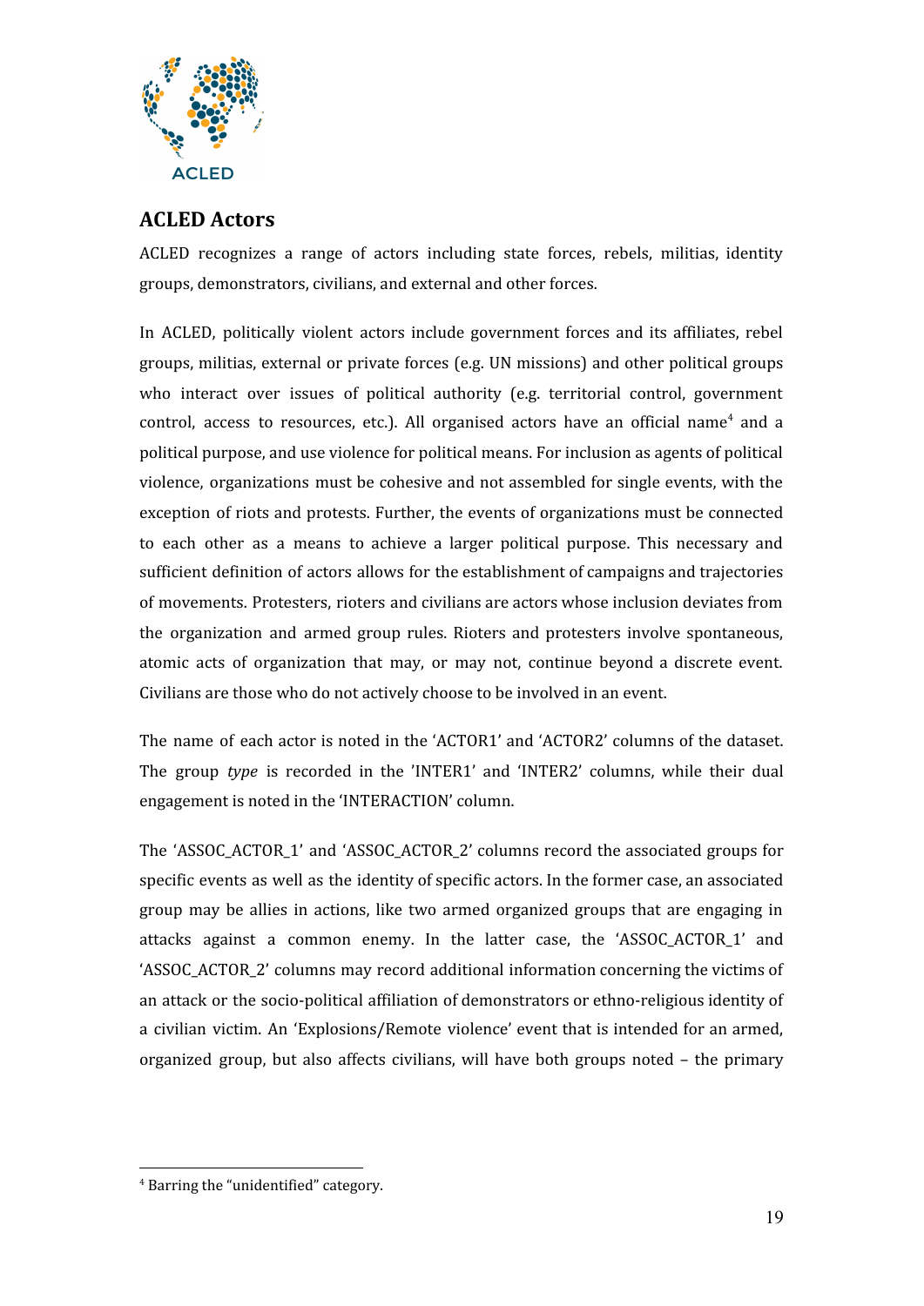## ACLED Actors

ACLED recognizes a range of actors including state forces, rebels, militias, identity groups, demonstrators, civilians, and external and other forces.

In ACLED, politically violent actors include government forces and its affiliates, rebel groups, militias, external or private forces (e.g. UN missions) and other political groups who interact over issues of political authority (e.g. territorial control, government control, access to resources, etc.). All organised actors have an official name[4] and a political purpose, and use violence for political means. For inclusion as agents of political violence, organizations must be cohesive and not assembled for single events, with the exception of riots and protests. Further, the events of organizations must be connected to each other as a means to achieve a larger political purpose. This necessary and sufficient definition of actors allows for the establishment of campaigns and trajectories of movements. Protesters, rioters and civilians are actors whose inclusion deviates from the organization and armed group rules. Rioters and protesters involve spontaneous, atomic acts of organization that may, or may not, continue beyond a discrete event. Civilians are those who do not actively choose to be involved in an event.

The name of each actor is noted in the 'ACTOR1' and 'ACTOR2' columns of the dataset. The group *type* is recorded in the 'INTER1' and 'INTER2' columns, while their dual engagement is noted in the 'INTERACTION' column.

The 'ASSOC_ACTOR_1' and 'ASSOC_ACTOR_2' columns record the associated groups for specific events as well as the identity of specific actors. In the former case, an associated group may be allies in actions, like two armed organized groups that are engaging in attacks against a common enemy. In the latter case, the 'ASSOC_ACTOR_1' and 'ASSOC_ACTOR_2' columns may record additional information concerning the victims of an attack or the socio-political affiliation of demonstrators or ethno-religious identity of a civilian victim. An 'Explosions/Remote violence' event that is intended for an armed, organized group, but also affects civilians, will have both groups noted – the primary

[4] Barring the "unidentified" category.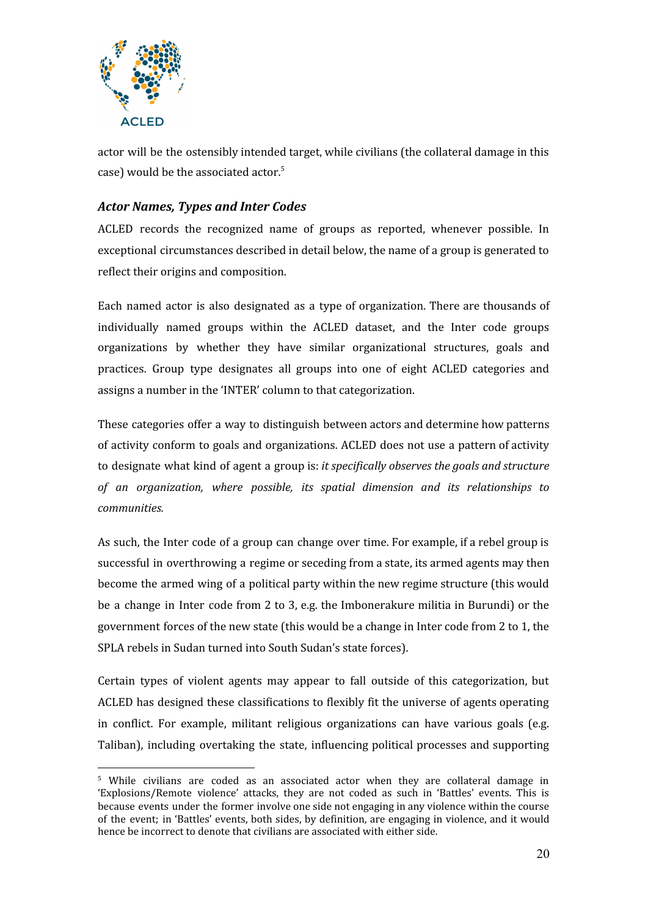actor will be the ostensibly intended target, while civilians (the collateral damage in this case) would be the associated actor.[5]

### *Actor Names, Types and Inter Codes*

ACLED records the recognized name of groups as reported, whenever possible. In exceptional circumstances described in detail below, the name of a group is generated to reflect their origins and composition.

Each named actor is also designated as a type of organization. There are thousands of individually named groups within the ACLED dataset, and the Inter code groups organizations by whether they have similar organizational structures, goals and practices. Group type designates all groups into one of eight ACLED categories and assigns a number in the 'INTER' column to that categorization.

These categories offer a way to distinguish between actors and determine how patterns of activity conform to goals and organizations. ACLED does not use a pattern of activity to designate what kind of agent a group is: *it specifically observes the goals and structure of an organization, where possible, its spatial dimension and its relationships to communities.*

As such, the Inter code of a group can change over time. For example, if a rebel group is successful in overthrowing a regime or seceding from a state, its armed agents may then become the armed wing of a political party within the new regime structure (this would be a change in Inter code from 2 to 3, e.g. the Imbonerakure militia in Burundi) or the government forces of the new state (this would be a change in Inter code from 2 to 1, the SPLA rebels in Sudan turned into South Sudan's state forces).

Certain types of violent agents may appear to fall outside of this categorization, but ACLED has designed these classifications to flexibly fit the universe of agents operating in conflict. For example, militant religious organizations can have various goals (e.g. Taliban), including overtaking the state, influencing political processes and supporting

---

[5] While civilians are coded as an associated actor when they are collateral damage in 'Explosions/Remote violence' attacks, they are not coded as such in 'Battles' events. This is because events under the former involve one side not engaging in any violence within the course of the event; in 'Battles' events, both sides, by definition, are engaging in violence, and it would hence be incorrect to denote that civilians are associated with either side.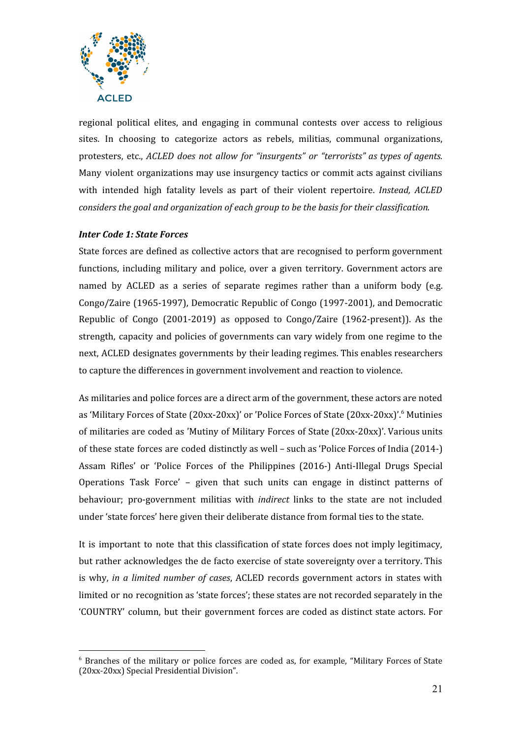regional political elites, and engaging in communal contests over access to religious sites. In choosing to categorize actors as rebels, militias, communal organizations, protesters, etc., *ACLED does not allow for "insurgents" or "terrorists" as types of agents.* Many violent organizations may use insurgency tactics or commit acts against civilians with intended high fatality levels as part of their violent repertoire. *Instead, ACLED considers the goal and organization of each group to be the basis for their classification.*

### *Inter Code 1: State Forces*

State forces are defined as collective actors that are recognised to perform government functions, including military and police, over a given territory. Government actors are named by ACLED as a series of separate regimes rather than a uniform body (e.g. Congo/Zaire (1965-1997), Democratic Republic of Congo (1997-2001), and Democratic Republic of Congo (2001-2019) as opposed to Congo/Zaire (1962-present)). As the strength, capacity and policies of governments can vary widely from one regime to the next, ACLED designates governments by their leading regimes. This enables researchers to capture the differences in government involvement and reaction to violence.

As militaries and police forces are a direct arm of the government, these actors are noted as 'Military Forces of State (20xx-20xx)' or 'Police Forces of State (20xx-20xx)'.[6] Mutinies of militaries are coded as 'Mutiny of Military Forces of State (20xx-20xx)'. Various units of these state forces are coded distinctly as well – such as 'Police Forces of India (2014-) Assam Rifles' or 'Police Forces of the Philippines (2016-) Anti-Illegal Drugs Special Operations Task Force' – given that such units can engage in distinct patterns of behaviour; pro-government militias with *indirect* links to the state are not included under 'state forces' here given their deliberate distance from formal ties to the state.

It is important to note that this classification of state forces does not imply legitimacy, but rather acknowledges the de facto exercise of state sovereignty over a territory. This is why, *in a limited number of cases*, ACLED records government actors in states with limited or no recognition as 'state forces'; these states are not recorded separately in the 'COUNTRY' column, but their government forces are coded as distinct state actors. For

[6] Branches of the military or police forces are coded as, for example, "Military Forces of State (20xx-20xx) Special Presidential Division".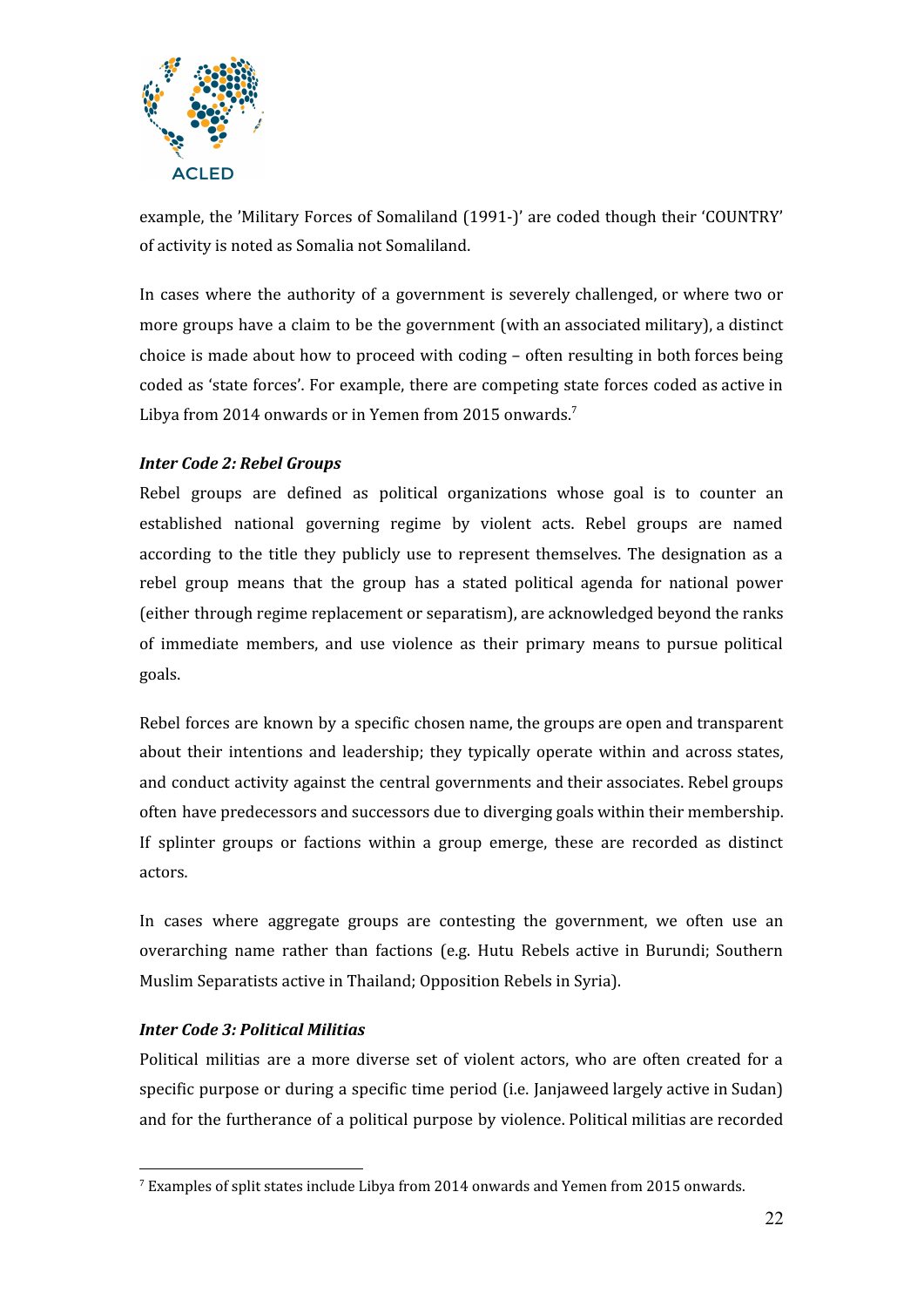example, the 'Military Forces of Somaliland (1991-)' are coded though their 'COUNTRY' of activity is noted as Somalia not Somaliland.

In cases where the authority of a government is severely challenged, or where two or more groups have a claim to be the government (with an associated military), a distinct choice is made about how to proceed with coding – often resulting in both forces being coded as 'state forces'. For example, there are competing state forces coded as active in Libya from 2014 onwards or in Yemen from 2015 onwards.[7]

***Inter Code 2: Rebel Groups***

Rebel groups are defined as political organizations whose goal is to counter an established national governing regime by violent acts. Rebel groups are named according to the title they publicly use to represent themselves. The designation as a rebel group means that the group has a stated political agenda for national power (either through regime replacement or separatism), are acknowledged beyond the ranks of immediate members, and use violence as their primary means to pursue political goals.

Rebel forces are known by a specific chosen name, the groups are open and transparent about their intentions and leadership; they typically operate within and across states, and conduct activity against the central governments and their associates. Rebel groups often have predecessors and successors due to diverging goals within their membership. If splinter groups or factions within a group emerge, these are recorded as distinct actors.

In cases where aggregate groups are contesting the government, we often use an overarching name rather than factions (e.g. Hutu Rebels active in Burundi; Southern Muslim Separatists active in Thailand; Opposition Rebels in Syria).

***Inter Code 3: Political Militias***

Political militias are a more diverse set of violent actors, who are often created for a specific purpose or during a specific time period (i.e. Janjaweed largely active in Sudan) and for the furtherance of a political purpose by violence. Political militias are recorded

[7] Examples of split states include Libya from 2014 onwards and Yemen from 2015 onwards.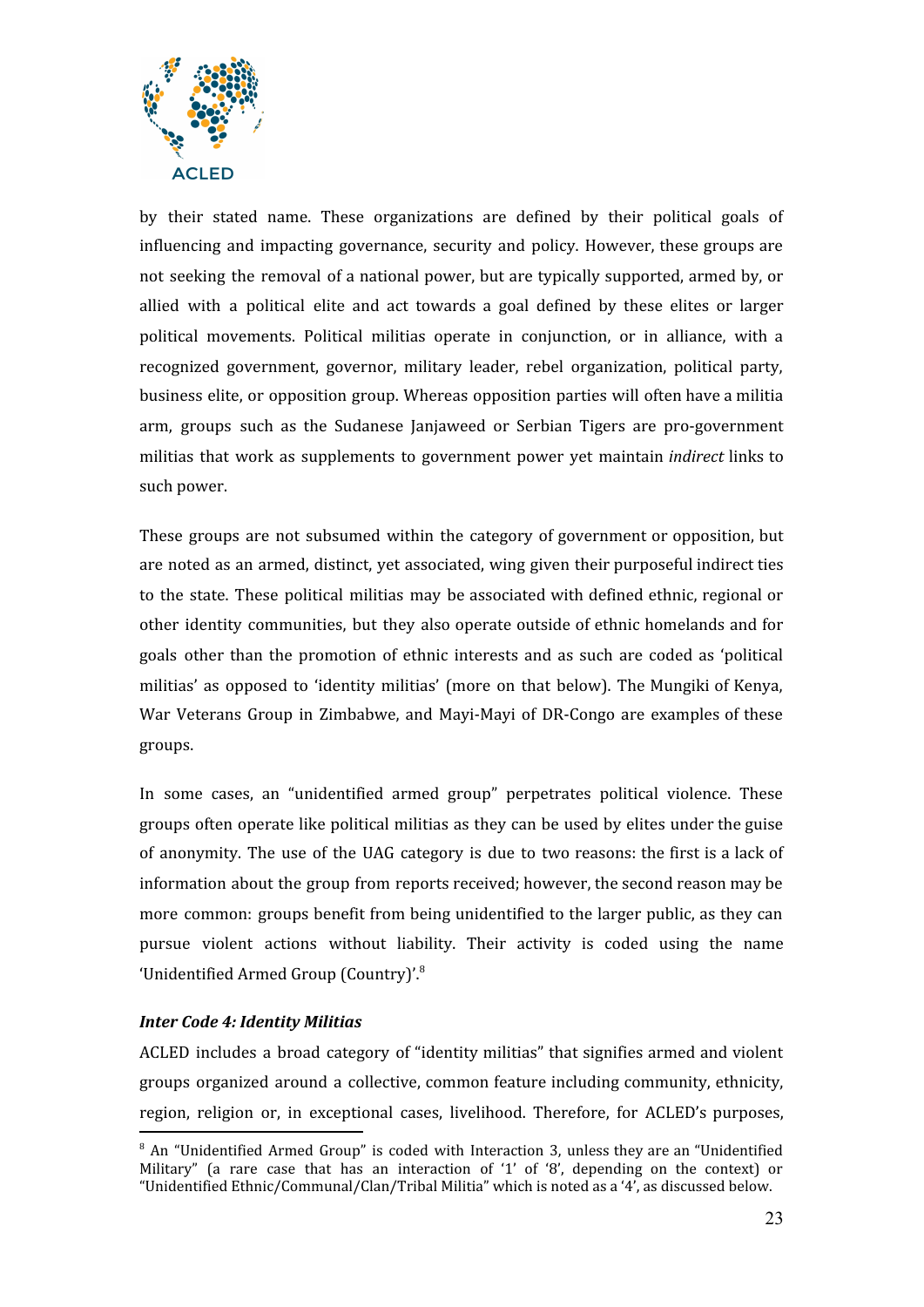by their stated name. These organizations are defined by their political goals of influencing and impacting governance, security and policy. However, these groups are not seeking the removal of a national power, but are typically supported, armed by, or allied with a political elite and act towards a goal defined by these elites or larger political movements. Political militias operate in conjunction, or in alliance, with a recognized government, governor, military leader, rebel organization, political party, business elite, or opposition group. Whereas opposition parties will often have a militia arm, groups such as the Sudanese Janjaweed or Serbian Tigers are pro-government militias that work as supplements to government power yet maintain *indirect* links to such power.

These groups are not subsumed within the category of government or opposition, but are noted as an armed, distinct, yet associated, wing given their purposeful indirect ties to the state. These political militias may be associated with defined ethnic, regional or other identity communities, but they also operate outside of ethnic homelands and for goals other than the promotion of ethnic interests and as such are coded as 'political militias' as opposed to 'identity militias' (more on that below). The Mungiki of Kenya, War Veterans Group in Zimbabwe, and Mayi-Mayi of DR-Congo are examples of these groups.

In some cases, an "unidentified armed group" perpetrates political violence. These groups often operate like political militias as they can be used by elites under the guise of anonymity. The use of the UAG category is due to two reasons: the first is a lack of information about the group from reports received; however, the second reason may be more common: groups benefit from being unidentified to the larger public, as they can pursue violent actions without liability. Their activity is coded using the name 'Unidentified Armed Group (Country)'.[8]

### *Inter Code 4: Identity Militias*

ACLED includes a broad category of "identity militias" that signifies armed and violent groups organized around a collective, common feature including community, ethnicity, region, religion or, in exceptional cases, livelihood. Therefore, for ACLED's purposes,

[8] An "Unidentified Armed Group" is coded with Interaction 3, unless they are an "Unidentified Military" (a rare case that has an interaction of '1' of '8', depending on the context) or "Unidentified Ethnic/Communal/Clan/Tribal Militia" which is noted as a '4', as discussed below.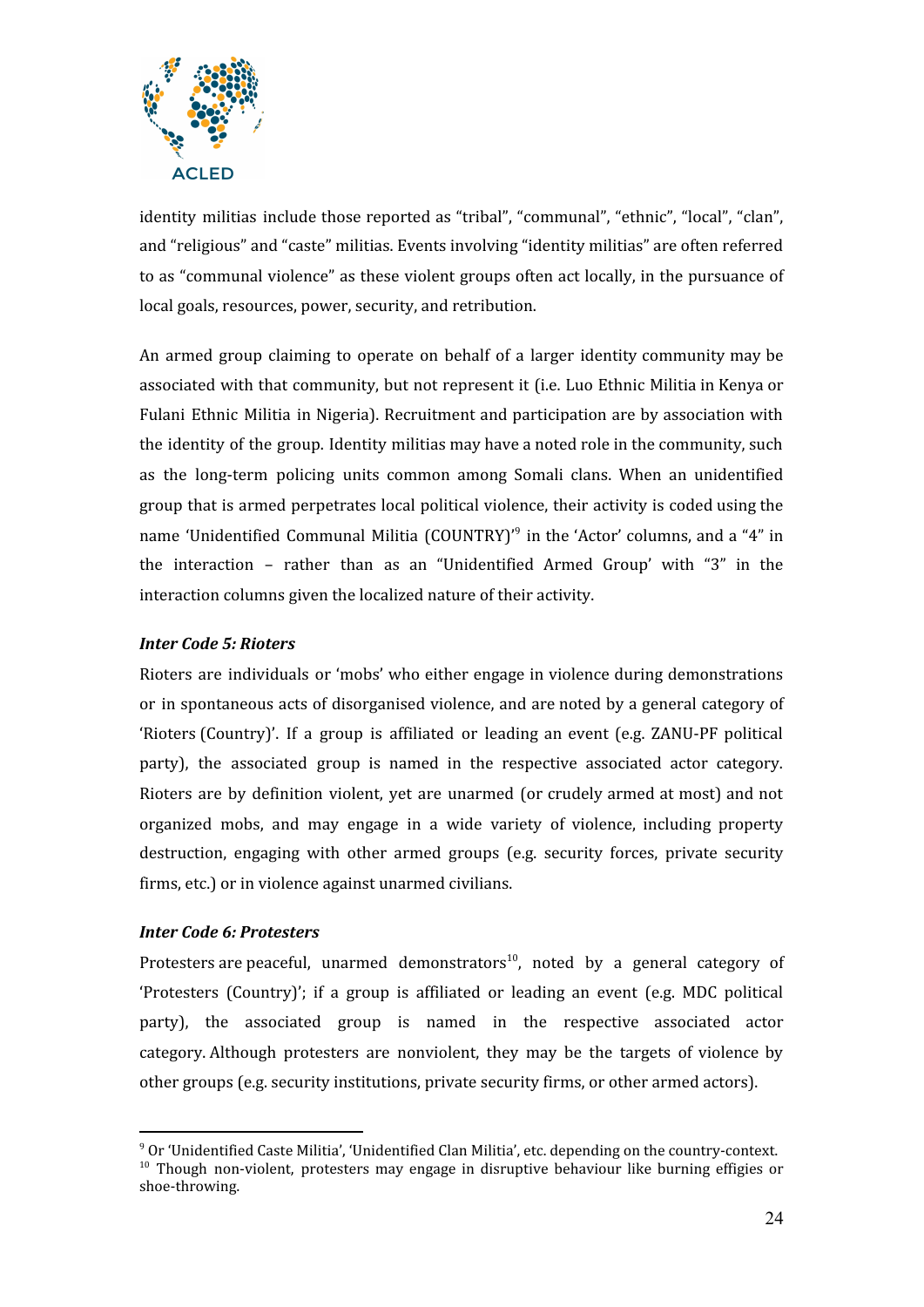identity militias include those reported as "tribal", "communal", "ethnic", "local", "clan", and "religious" and "caste" militias. Events involving "identity militias" are often referred to as "communal violence" as these violent groups often act locally, in the pursuance of local goals, resources, power, security, and retribution.

An armed group claiming to operate on behalf of a larger identity community may be associated with that community, but not represent it (i.e. Luo Ethnic Militia in Kenya or Fulani Ethnic Militia in Nigeria). Recruitment and participation are by association with the identity of the group. Identity militias may have a noted role in the community, such as the long-term policing units common among Somali clans. When an unidentified group that is armed perpetrates local political violence, their activity is coded using the name 'Unidentified Communal Militia (COUNTRY)'[9] in the 'Actor' columns, and a "4" in the interaction – rather than as an "Unidentified Armed Group' with "3" in the interaction columns given the localized nature of their activity.

***Inter Code 5: Rioters***

Rioters are individuals or 'mobs' who either engage in violence during demonstrations or in spontaneous acts of disorganised violence, and are noted by a general category of 'Rioters (Country)'. If a group is affiliated or leading an event (e.g. ZANU-PF political party), the associated group is named in the respective associated actor category. Rioters are by definition violent, yet are unarmed (or crudely armed at most) and not organized mobs, and may engage in a wide variety of violence, including property destruction, engaging with other armed groups (e.g. security forces, private security firms, etc.) or in violence against unarmed civilians.

***Inter Code 6: Protesters***

Protesters are peaceful, unarmed demonstrators[10], noted by a general category of 'Protesters (Country)'; if a group is affiliated or leading an event (e.g. MDC political party), the associated group is named in the respective associated actor category. Although protesters are nonviolent, they may be the targets of violence by other groups (e.g. security institutions, private security firms, or other armed actors).

---

[9] Or 'Unidentified Caste Militia', 'Unidentified Clan Militia', etc. depending on the country-context.

[10] Though non-violent, protesters may engage in disruptive behaviour like burning effigies or shoe-throwing.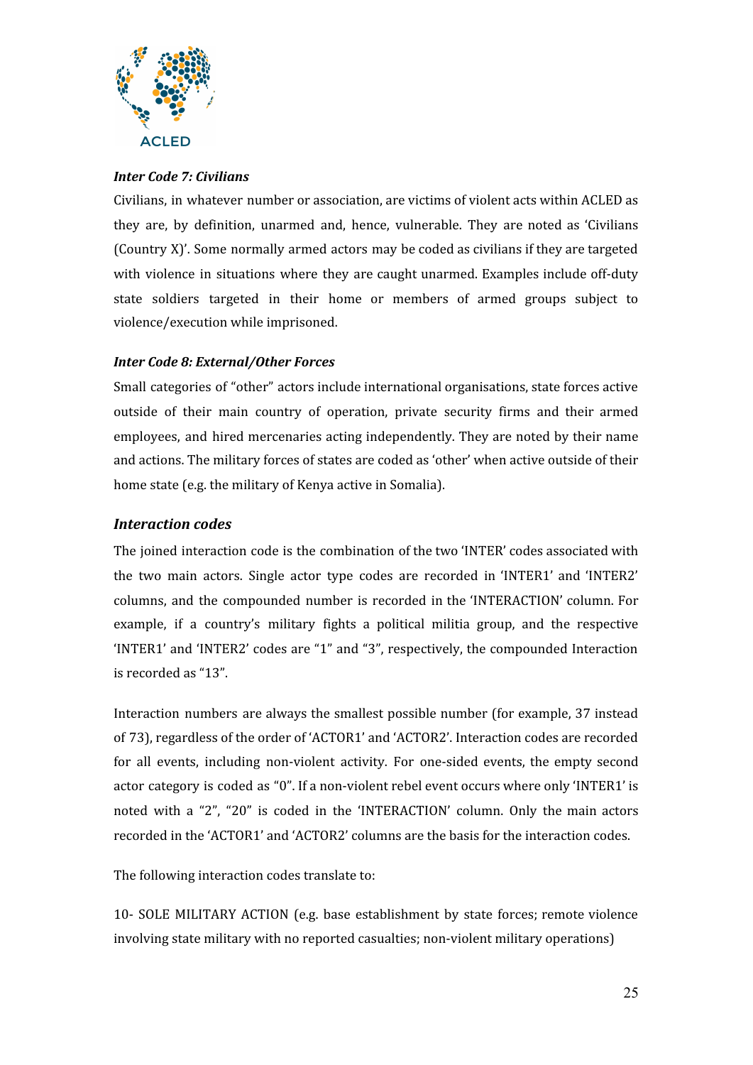*Inter Code 7: Civilians*

Civilians, in whatever number or association, are victims of violent acts within ACLED as they are, by definition, unarmed and, hence, vulnerable. They are noted as 'Civilians (Country X)'. Some normally armed actors may be coded as civilians if they are targeted with violence in situations where they are caught unarmed. Examples include off-duty state soldiers targeted in their home or members of armed groups subject to violence/execution while imprisoned.

*Inter Code 8: External/Other Forces*

Small categories of "other" actors include international organisations, state forces active outside of their main country of operation, private security firms and their armed employees, and hired mercenaries acting independently. They are noted by their name and actions. The military forces of states are coded as 'other' when active outside of their home state (e.g. the military of Kenya active in Somalia).

## *Interaction codes*

The joined interaction code is the combination of the two 'INTER' codes associated with the two main actors. Single actor type codes are recorded in 'INTER1' and 'INTER2' columns, and the compounded number is recorded in the 'INTERACTION' column. For example, if a country's military fights a political militia group, and the respective 'INTER1' and 'INTER2' codes are "1" and "3", respectively, the compounded Interaction is recorded as "13".

Interaction numbers are always the smallest possible number (for example, 37 instead of 73), regardless of the order of 'ACTOR1' and 'ACTOR2'. Interaction codes are recorded for all events, including non-violent activity. For one-sided events, the empty second actor category is coded as "0". If a non-violent rebel event occurs where only 'INTER1' is noted with a "2", "20" is coded in the 'INTERACTION' column. Only the main actors recorded in the 'ACTOR1' and 'ACTOR2' columns are the basis for the interaction codes.

The following interaction codes translate to:

10- SOLE MILITARY ACTION (e.g. base establishment by state forces; remote violence involving state military with no reported casualties; non-violent military operations)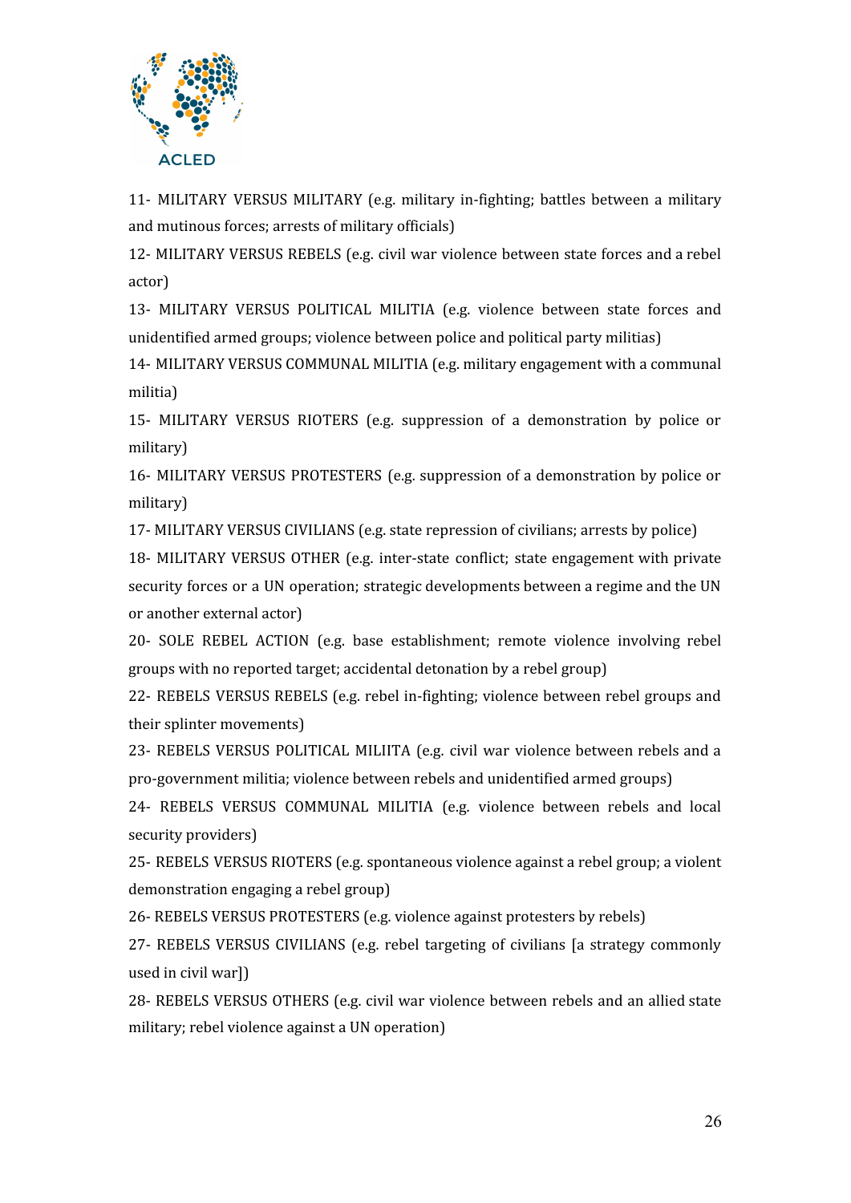11- MILITARY VERSUS MILITARY (e.g. military in-fighting; battles between a military and mutinous forces; arrests of military officials)

12- MILITARY VERSUS REBELS (e.g. civil war violence between state forces and a rebel actor)

13- MILITARY VERSUS POLITICAL MILITIA (e.g. violence between state forces and unidentified armed groups; violence between police and political party militias)

14- MILITARY VERSUS COMMUNAL MILITIA (e.g. military engagement with a communal militia)

15- MILITARY VERSUS RIOTERS (e.g. suppression of a demonstration by police or military)

16- MILITARY VERSUS PROTESTERS (e.g. suppression of a demonstration by police or military)

17- MILITARY VERSUS CIVILIANS (e.g. state repression of civilians; arrests by police)

18- MILITARY VERSUS OTHER (e.g. inter-state conflict; state engagement with private security forces or a UN operation; strategic developments between a regime and the UN or another external actor)

20- SOLE REBEL ACTION (e.g. base establishment; remote violence involving rebel groups with no reported target; accidental detonation by a rebel group)

22- REBELS VERSUS REBELS (e.g. rebel in-fighting; violence between rebel groups and their splinter movements)

23- REBELS VERSUS POLITICAL MILIITA (e.g. civil war violence between rebels and a pro-government militia; violence between rebels and unidentified armed groups)

24- REBELS VERSUS COMMUNAL MILITIA (e.g. violence between rebels and local security providers)

25- REBELS VERSUS RIOTERS (e.g. spontaneous violence against a rebel group; a violent demonstration engaging a rebel group)

26- REBELS VERSUS PROTESTERS (e.g. violence against protesters by rebels)

27- REBELS VERSUS CIVILIANS (e.g. rebel targeting of civilians [a strategy commonly used in civil war])

28- REBELS VERSUS OTHERS (e.g. civil war violence between rebels and an allied state military; rebel violence against a UN operation)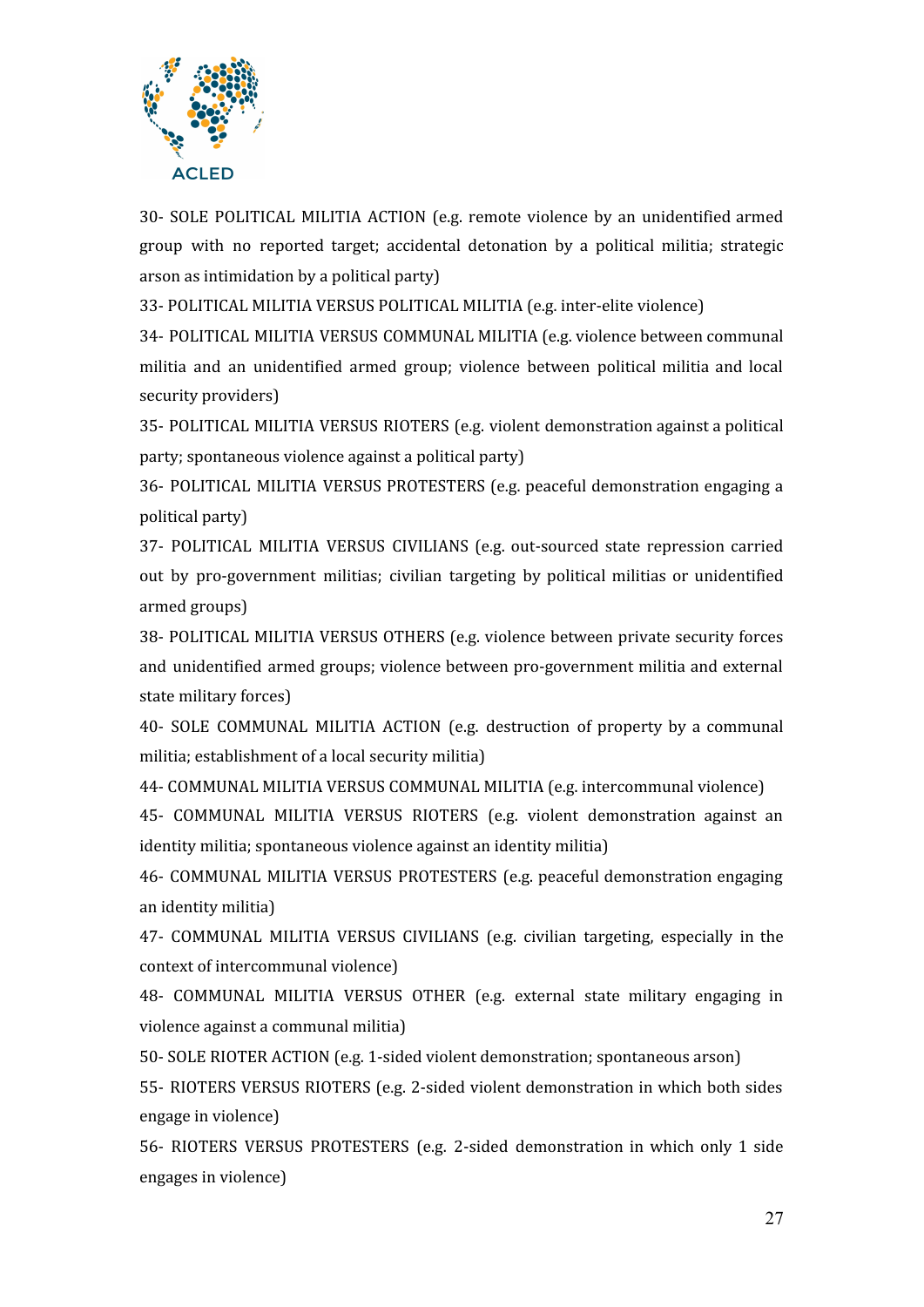30- SOLE POLITICAL MILITIA ACTION (e.g. remote violence by an unidentified armed group with no reported target; accidental detonation by a political militia; strategic arson as intimidation by a political party)

33- POLITICAL MILITIA VERSUS POLITICAL MILITIA (e.g. inter-elite violence)

34- POLITICAL MILITIA VERSUS COMMUNAL MILITIA (e.g. violence between communal militia and an unidentified armed group; violence between political militia and local security providers)

35- POLITICAL MILITIA VERSUS RIOTERS (e.g. violent demonstration against a political party; spontaneous violence against a political party)

36- POLITICAL MILITIA VERSUS PROTESTERS (e.g. peaceful demonstration engaging a political party)

37- POLITICAL MILITIA VERSUS CIVILIANS (e.g. out-sourced state repression carried out by pro-government militias; civilian targeting by political militias or unidentified armed groups)

38- POLITICAL MILITIA VERSUS OTHERS (e.g. violence between private security forces and unidentified armed groups; violence between pro-government militia and external state military forces)

40- SOLE COMMUNAL MILITIA ACTION (e.g. destruction of property by a communal militia; establishment of a local security militia)

44- COMMUNAL MILITIA VERSUS COMMUNAL MILITIA (e.g. intercommunal violence)

45- COMMUNAL MILITIA VERSUS RIOTERS (e.g. violent demonstration against an identity militia; spontaneous violence against an identity militia)

46- COMMUNAL MILITIA VERSUS PROTESTERS (e.g. peaceful demonstration engaging an identity militia)

47- COMMUNAL MILITIA VERSUS CIVILIANS (e.g. civilian targeting, especially in the context of intercommunal violence)

48- COMMUNAL MILITIA VERSUS OTHER (e.g. external state military engaging in violence against a communal militia)

50- SOLE RIOTER ACTION (e.g. 1-sided violent demonstration; spontaneous arson)

55- RIOTERS VERSUS RIOTERS (e.g. 2-sided violent demonstration in which both sides engage in violence)

56- RIOTERS VERSUS PROTESTERS (e.g. 2-sided demonstration in which only 1 side engages in violence)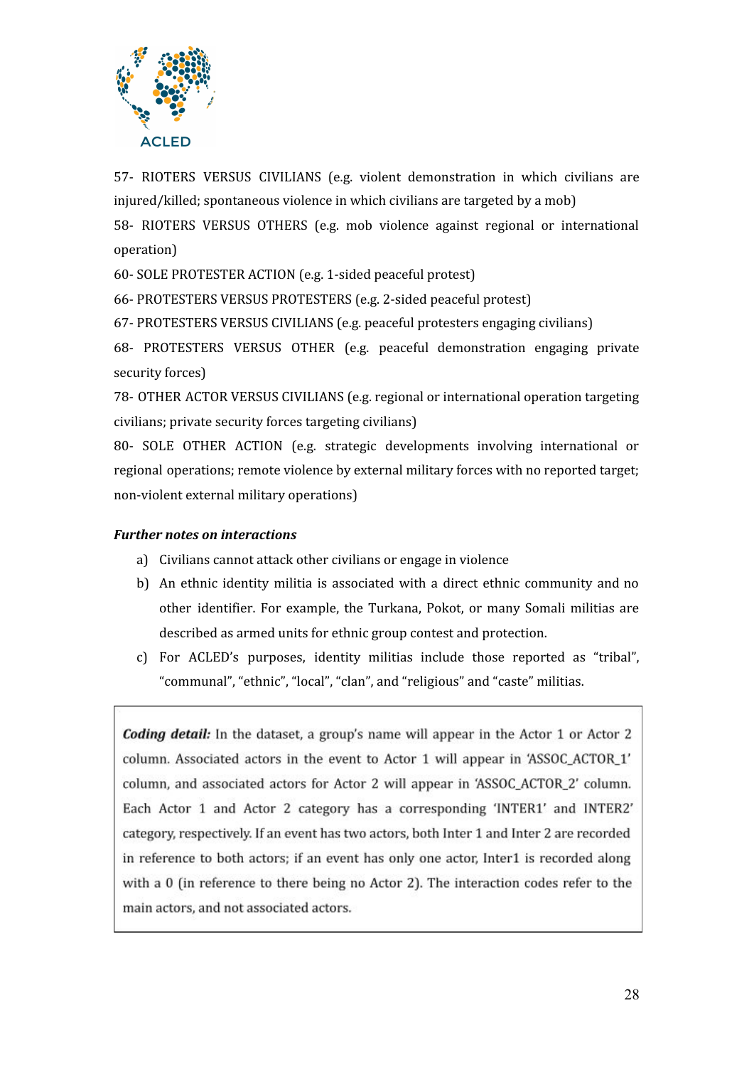57- RIOTERS VERSUS CIVILIANS (e.g. violent demonstration in which civilians are injured/killed; spontaneous violence in which civilians are targeted by a mob)

58- RIOTERS VERSUS OTHERS (e.g. mob violence against regional or international operation)

60- SOLE PROTESTER ACTION (e.g. 1-sided peaceful protest)

66- PROTESTERS VERSUS PROTESTERS (e.g. 2-sided peaceful protest)

67- PROTESTERS VERSUS CIVILIANS (e.g. peaceful protesters engaging civilians)

68- PROTESTERS VERSUS OTHER (e.g. peaceful demonstration engaging private security forces)

78- OTHER ACTOR VERSUS CIVILIANS (e.g. regional or international operation targeting civilians; private security forces targeting civilians)

80- SOLE OTHER ACTION (e.g. strategic developments involving international or regional operations; remote violence by external military forces with no reported target; non-violent external military operations)

***Further notes on interactions***

a) Civilians cannot attack other civilians or engage in violence

b) An ethnic identity militia is associated with a direct ethnic community and no other identifier. For example, the Turkana, Pokot, or many Somali militias are described as armed units for ethnic group contest and protection.

c) For ACLED's purposes, identity militias include those reported as "tribal", "communal", "ethnic", "local", "clan", and "religious" and "caste" militias.

***Coding detail:*** In the dataset, a group's name will appear in the Actor 1 or Actor 2 column. Associated actors in the event to Actor 1 will appear in 'ASSOC_ACTOR_1' column, and associated actors for Actor 2 will appear in 'ASSOC_ACTOR_2' column. Each Actor 1 and Actor 2 category has a corresponding 'INTER1' and INTER2' category, respectively. If an event has two actors, both Inter 1 and Inter 2 are recorded in reference to both actors; if an event has only one actor, Inter1 is recorded along with a 0 (in reference to there being no Actor 2). The interaction codes refer to the main actors, and not associated actors.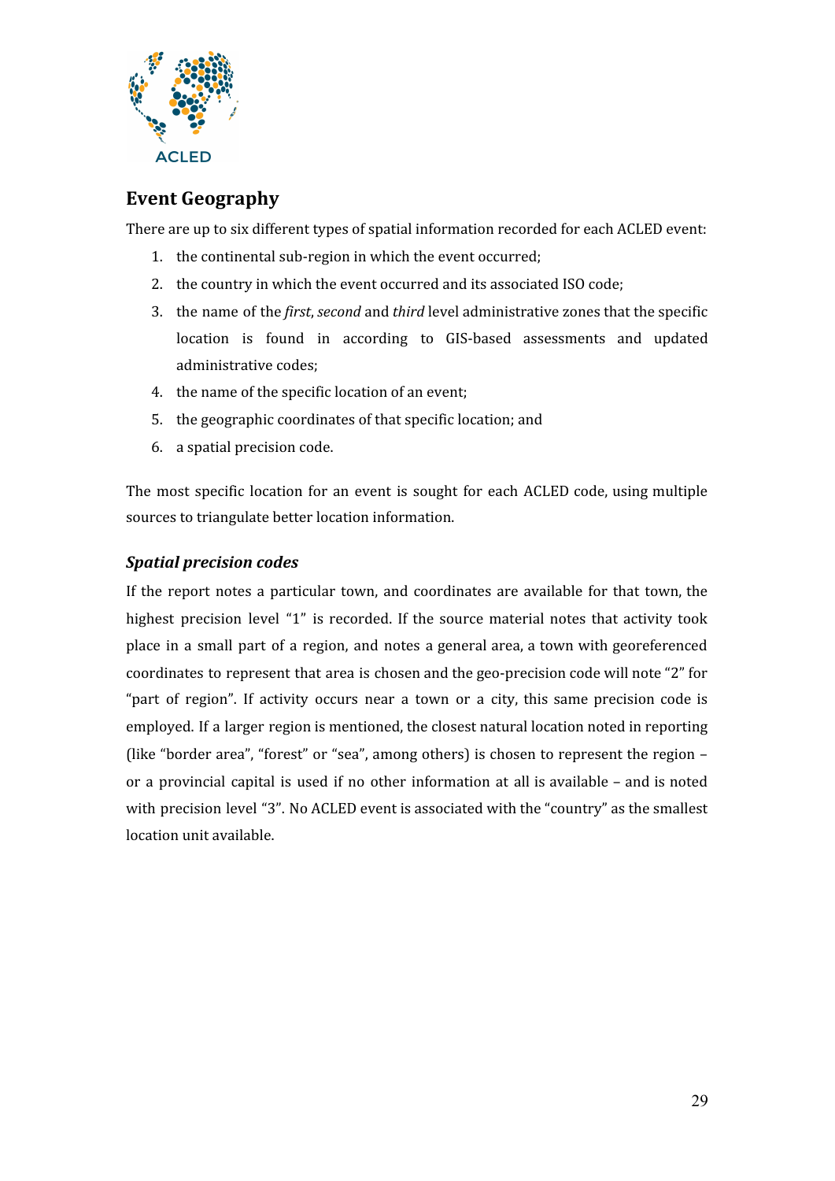## Event Geography

There are up to six different types of spatial information recorded for each ACLED event:

1. the continental sub-region in which the event occurred;
2. the country in which the event occurred and its associated ISO code;
3. the name of the *first*, *second* and *third* level administrative zones that the specific location is found in according to GIS-based assessments and updated administrative codes;
4. the name of the specific location of an event;
5. the geographic coordinates of that specific location; and
6. a spatial precision code.

The most specific location for an event is sought for each ACLED code, using multiple sources to triangulate better location information.

### *Spatial precision codes*

If the report notes a particular town, and coordinates are available for that town, the highest precision level "1" is recorded. If the source material notes that activity took place in a small part of a region, and notes a general area, a town with georeferenced coordinates to represent that area is chosen and the geo-precision code will note "2" for "part of region". If activity occurs near a town or a city, this same precision code is employed. If a larger region is mentioned, the closest natural location noted in reporting (like "border area", "forest" or "sea", among others) is chosen to represent the region – or a provincial capital is used if no other information at all is available – and is noted with precision level "3". No ACLED event is associated with the "country" as the smallest location unit available.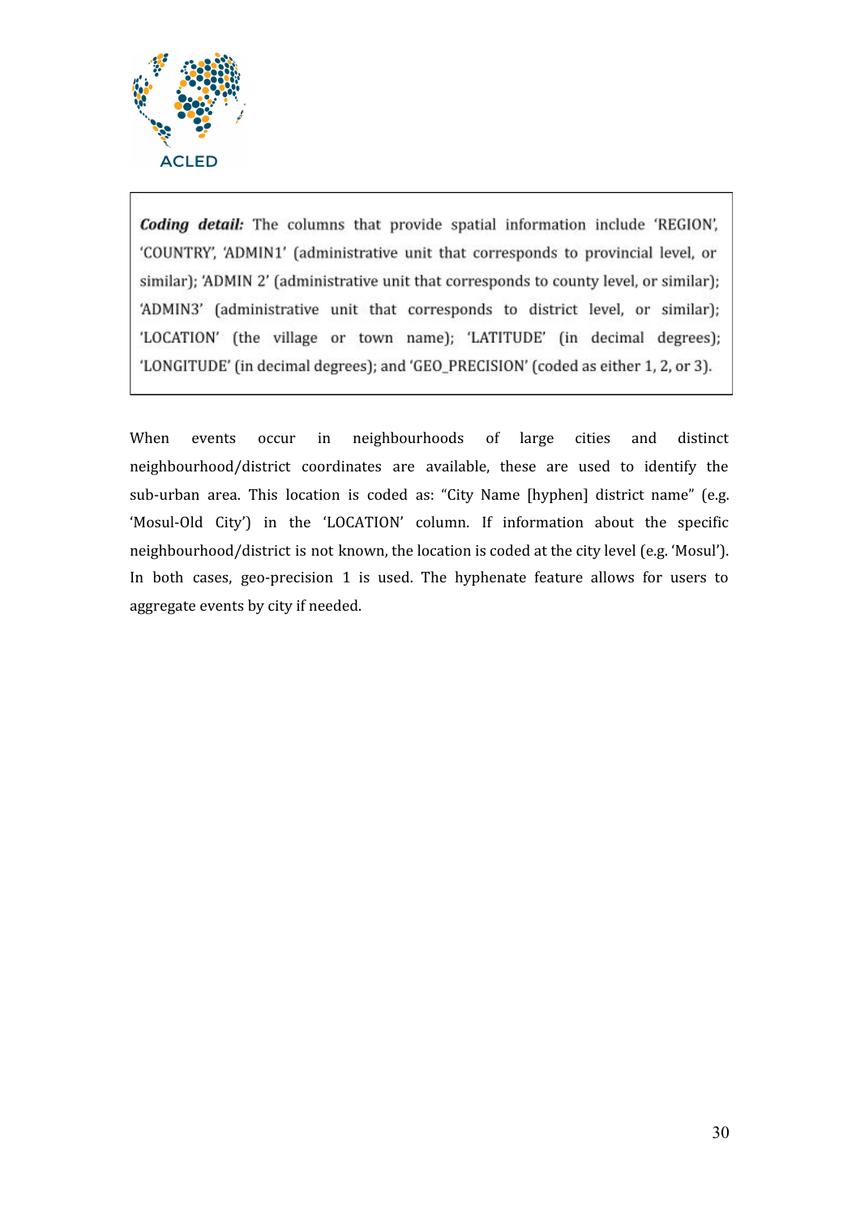> ***Coding detail:*** The columns that provide spatial information include 'REGION', 'COUNTRY', 'ADMIN1' (administrative unit that corresponds to provincial level, or similar); 'ADMIN 2' (administrative unit that corresponds to county level, or similar); 'ADMIN3' (administrative unit that corresponds to district level, or similar); 'LOCATION' (the village or town name); 'LATITUDE' (in decimal degrees); 'LONGITUDE' (in decimal degrees); and 'GEO_PRECISION' (coded as either 1, 2, or 3).

When events occur in neighbourhoods of large cities and distinct neighbourhood/district coordinates are available, these are used to identify the sub-urban area. This location is coded as: "City Name [hyphen] district name" (e.g. 'Mosul-Old City') in the 'LOCATION' column. If information about the specific neighbourhood/district is not known, the location is coded at the city level (e.g. 'Mosul'). In both cases, geo-precision 1 is used. The hyphenate feature allows for users to aggregate events by city if needed.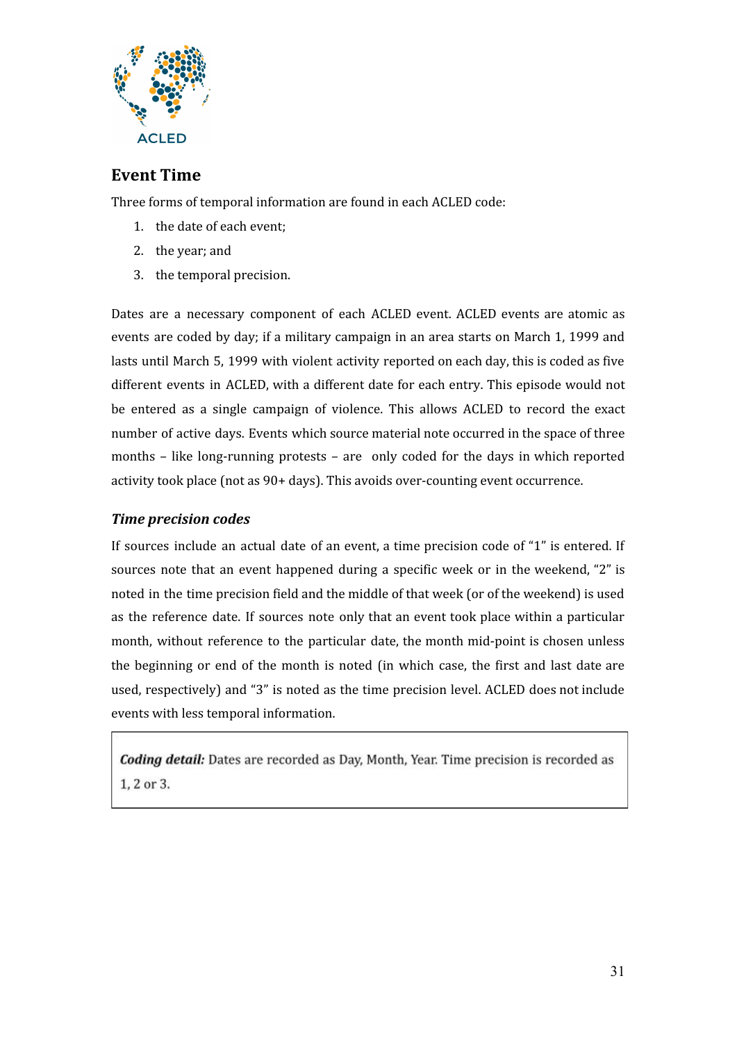## Event Time

Three forms of temporal information are found in each ACLED code:

1. the date of each event;
2. the year; and
3. the temporal precision.

Dates are a necessary component of each ACLED event. ACLED events are atomic as events are coded by day; if a military campaign in an area starts on March 1, 1999 and lasts until March 5, 1999 with violent activity reported on each day, this is coded as five different events in ACLED, with a different date for each entry. This episode would not be entered as a single campaign of violence. This allows ACLED to record the exact number of active days. Events which source material note occurred in the space of three months – like long-running protests – are only coded for the days in which reported activity took place (not as 90+ days). This avoids over-counting event occurrence.

### *Time precision codes*

If sources include an actual date of an event, a time precision code of "1" is entered. If sources note that an event happened during a specific week or in the weekend, "2" is noted in the time precision field and the middle of that week (or of the weekend) is used as the reference date. If sources note only that an event took place within a particular month, without reference to the particular date, the month mid-point is chosen unless the beginning or end of the month is noted (in which case, the first and last date are used, respectively) and "3" is noted as the time precision level. ACLED does not include events with less temporal information.

> ***Coding detail:*** Dates are recorded as Day, Month, Year. Time precision is recorded as 1, 2 or 3.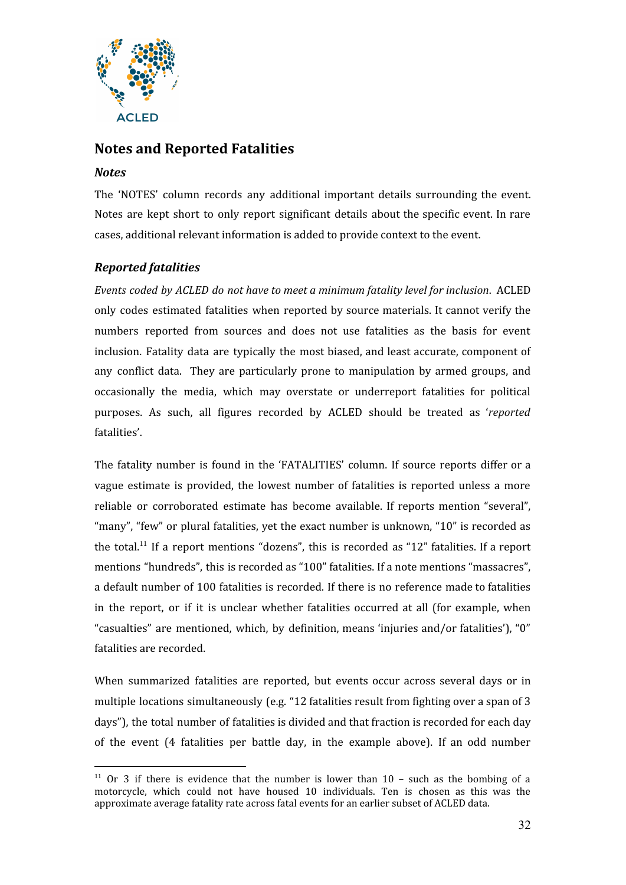## Notes and Reported Fatalities

### *Notes*

The 'NOTES' column records any additional important details surrounding the event. Notes are kept short to only report significant details about the specific event. In rare cases, additional relevant information is added to provide context to the event.

### *Reported fatalities*

*Events coded by ACLED do not have to meet a minimum fatality level for inclusion*. ACLED only codes estimated fatalities when reported by source materials. It cannot verify the numbers reported from sources and does not use fatalities as the basis for event inclusion. Fatality data are typically the most biased, and least accurate, component of any conflict data. They are particularly prone to manipulation by armed groups, and occasionally the media, which may overstate or underreport fatalities for political purposes. As such, all figures recorded by ACLED should be treated as '*reported* fatalities'.

The fatality number is found in the 'FATALITIES' column. If source reports differ or a vague estimate is provided, the lowest number of fatalities is reported unless a more reliable or corroborated estimate has become available. If reports mention "several", "many", "few" or plural fatalities, yet the exact number is unknown, "10" is recorded as the total.[11] If a report mentions "dozens", this is recorded as "12" fatalities. If a report mentions "hundreds", this is recorded as "100" fatalities. If a note mentions "massacres", a default number of 100 fatalities is recorded. If there is no reference made to fatalities in the report, or if it is unclear whether fatalities occurred at all (for example, when "casualties" are mentioned, which, by definition, means 'injuries and/or fatalities'), "0" fatalities are recorded.

When summarized fatalities are reported, but events occur across several days or in multiple locations simultaneously (e.g. "12 fatalities result from fighting over a span of 3 days"), the total number of fatalities is divided and that fraction is recorded for each day of the event (4 fatalities per battle day, in the example above). If an odd number

[11] Or 3 if there is evidence that the number is lower than 10 – such as the bombing of a motorcycle, which could not have housed 10 individuals. Ten is chosen as this was the approximate average fatality rate across fatal events for an earlier subset of ACLED data.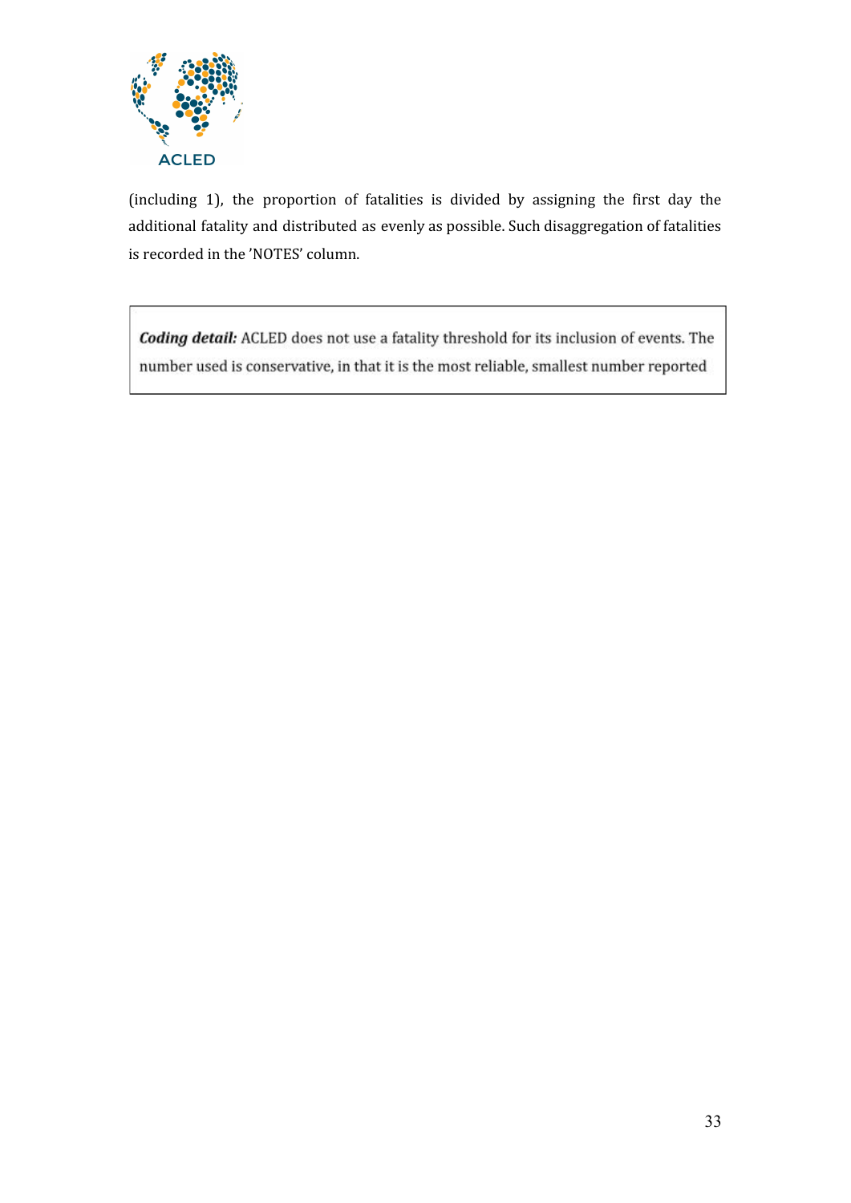(including 1), the proportion of fatalities is divided by assigning the first day the additional fatality and distributed as evenly as possible. Such disaggregation of fatalities is recorded in the 'NOTES' column.

> ***Coding detail:*** ACLED does not use a fatality threshold for its inclusion of events. The number used is conservative, in that it is the most reliable, smallest number reported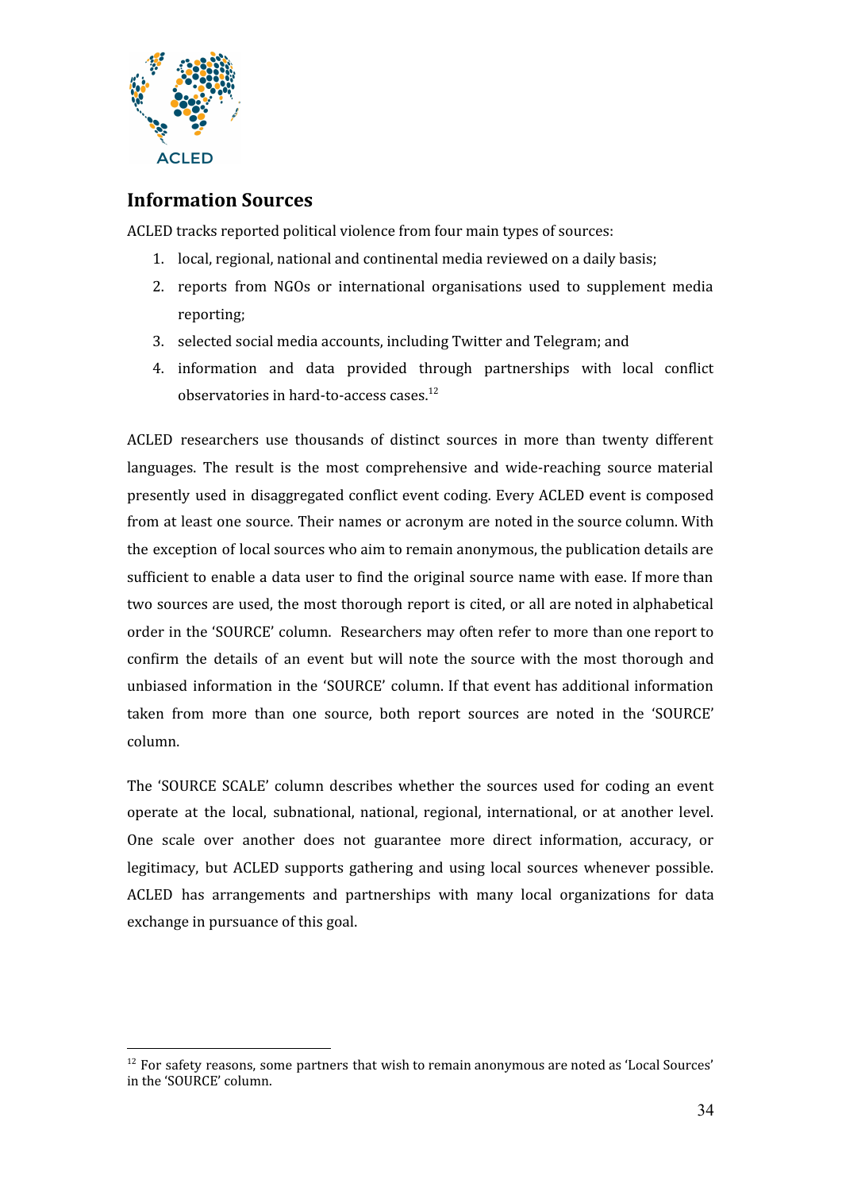## Information Sources

ACLED tracks reported political violence from four main types of sources:

1. local, regional, national and continental media reviewed on a daily basis;
2. reports from NGOs or international organisations used to supplement media reporting;
3. selected social media accounts, including Twitter and Telegram; and
4. information and data provided through partnerships with local conflict observatories in hard-to-access cases.[12]

ACLED researchers use thousands of distinct sources in more than twenty different languages. The result is the most comprehensive and wide-reaching source material presently used in disaggregated conflict event coding. Every ACLED event is composed from at least one source. Their names or acronym are noted in the source column. With the exception of local sources who aim to remain anonymous, the publication details are sufficient to enable a data user to find the original source name with ease. If more than two sources are used, the most thorough report is cited, or all are noted in alphabetical order in the 'SOURCE' column. Researchers may often refer to more than one report to confirm the details of an event but will note the source with the most thorough and unbiased information in the 'SOURCE' column. If that event has additional information taken from more than one source, both report sources are noted in the 'SOURCE' column.

The 'SOURCE SCALE' column describes whether the sources used for coding an event operate at the local, subnational, national, regional, international, or at another level. One scale over another does not guarantee more direct information, accuracy, or legitimacy, but ACLED supports gathering and using local sources whenever possible. ACLED has arrangements and partnerships with many local organizations for data exchange in pursuance of this goal.

[12] For safety reasons, some partners that wish to remain anonymous are noted as 'Local Sources' in the 'SOURCE' column.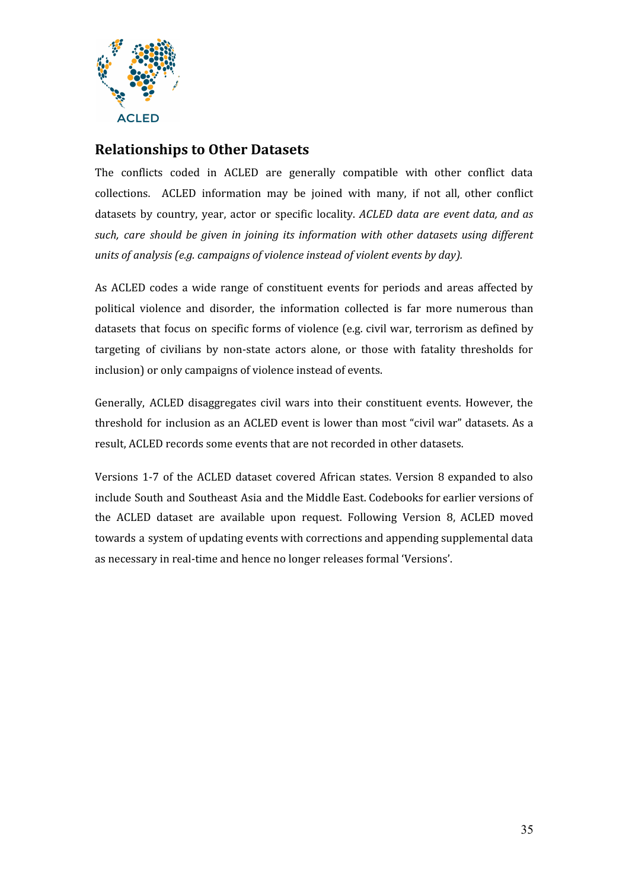## Relationships to Other Datasets

The conflicts coded in ACLED are generally compatible with other conflict data collections. ACLED information may be joined with many, if not all, other conflict datasets by country, year, actor or specific locality. *ACLED data are event data, and as such, care should be given in joining its information with other datasets using different units of analysis (e.g. campaigns of violence instead of violent events by day).*

As ACLED codes a wide range of constituent events for periods and areas affected by political violence and disorder, the information collected is far more numerous than datasets that focus on specific forms of violence (e.g. civil war, terrorism as defined by targeting of civilians by non-state actors alone, or those with fatality thresholds for inclusion) or only campaigns of violence instead of events.

Generally, ACLED disaggregates civil wars into their constituent events. However, the threshold for inclusion as an ACLED event is lower than most "civil war" datasets. As a result, ACLED records some events that are not recorded in other datasets.

Versions 1-7 of the ACLED dataset covered African states. Version 8 expanded to also include South and Southeast Asia and the Middle East. Codebooks for earlier versions of the ACLED dataset are available upon request. Following Version 8, ACLED moved towards a system of updating events with corrections and appending supplemental data as necessary in real-time and hence no longer releases formal 'Versions'.